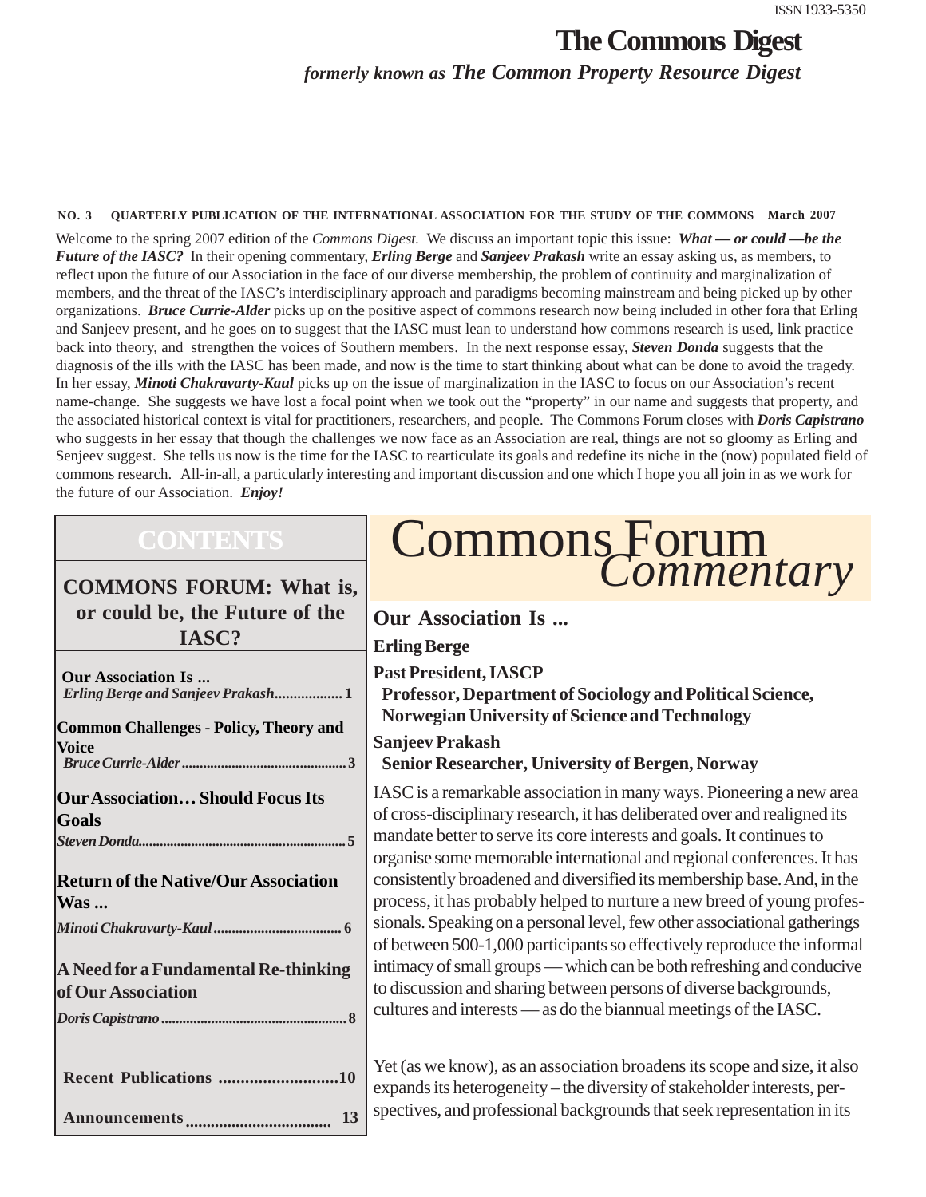ISSN 1933-5350

# The Commons Digest

*formerly known as The Common Property Resource Digest*

**NO. 3 QUARTERLY PUBLICATION OF THE INTERNATIONAL ASSOCIATION FOR THE STUDY OF THE COMMONS March 2007**

Welcome to the spring 2007 edition of the *Commons Digest.* We discuss an important topic this issue: ***What — or could —be the Future of the IASC?*** In their opening commentary, ***Erling Berge*** and ***Sanjeev Prakash*** write an essay asking us, as members, to reflect upon the future of our Association in the face of our diverse membership, the problem of continuity and marginalization of members, and the threat of the IASC's interdisciplinary approach and paradigms becoming mainstream and being picked up by other organizations. ***Bruce Currie-Alder*** picks up on the positive aspect of commons research now being included in other fora that Erling and Sanjeev present, and he goes on to suggest that the IASC must lean to understand how commons research is used, link practice back into theory, and strengthen the voices of Southern members. In the next response essay, ***Steven Donda*** suggests that the diagnosis of the ills with the IASC has been made, and now is the time to start thinking about what can be done to avoid the tragedy. In her essay, ***Minoti Chakravarty-Kaul*** picks up on the issue of marginalization in the IASC to focus on our Association's recent name-change. She suggests we have lost a focal point when we took out the "property" in our name and suggests that property, and the associated historical context is vital for practitioners, researchers, and people. The Commons Forum closes with ***Doris Capistrano*** who suggests in her essay that though the challenges we now face as an Association are real, things are not so gloomy as Erling and Senjeev suggest. She tells us now is the time for the IASC to rearticulate its goals and redefine its niche in the (now) populated field of commons research. All-in-all, a particularly interesting and important discussion and one which I hope you all join in as we work for the future of our Association. ***Enjoy!***

## CONTENTS

**COMMONS FORUM: What is, or could be, the Future of the IASC?**

**Our Association Is ...**
*Erling Berge and Sanjeev Prakash* .................. 1

**Common Challenges - Policy, Theory and Voice**
*Bruce Currie-Alder* .................. 3

**Our Association… Should Focus Its Goals**
*Steven Donda* .................. 5

**Return of the Native/Our Association Was ...**
*Minoti Chakravarty-Kaul* .................. 6

**A Need for a Fundamental Re-thinking of Our Association**
*Doris Capistrano* .................. 8

**Recent Publications** .................. 10

**Announcements** .................. 13

# Commons Forum *Commentary*

## Our Association Is ...

**Erling Berge**

**Past President, IASCP**
**Professor, Department of Sociology and Political Science, Norwegian University of Science and Technology**

**Sanjeev Prakash**
**Senior Researcher, University of Bergen, Norway**

IASC is a remarkable association in many ways. Pioneering a new area of cross-disciplinary research, it has deliberated over and realigned its mandate better to serve its core interests and goals. It continues to organise some memorable international and regional conferences. It has consistently broadened and diversified its membership base. And, in the process, it has probably helped to nurture a new breed of young professionals. Speaking on a personal level, few other associational gatherings of between 500-1,000 participants so effectively reproduce the informal intimacy of small groups — which can be both refreshing and conducive to discussion and sharing between persons of diverse backgrounds, cultures and interests — as do the biannual meetings of the IASC.

Yet (as we know), as an association broadens its scope and size, it also expands its heterogeneity – the diversity of stakeholder interests, perspectives, and professional backgrounds that seek representation in its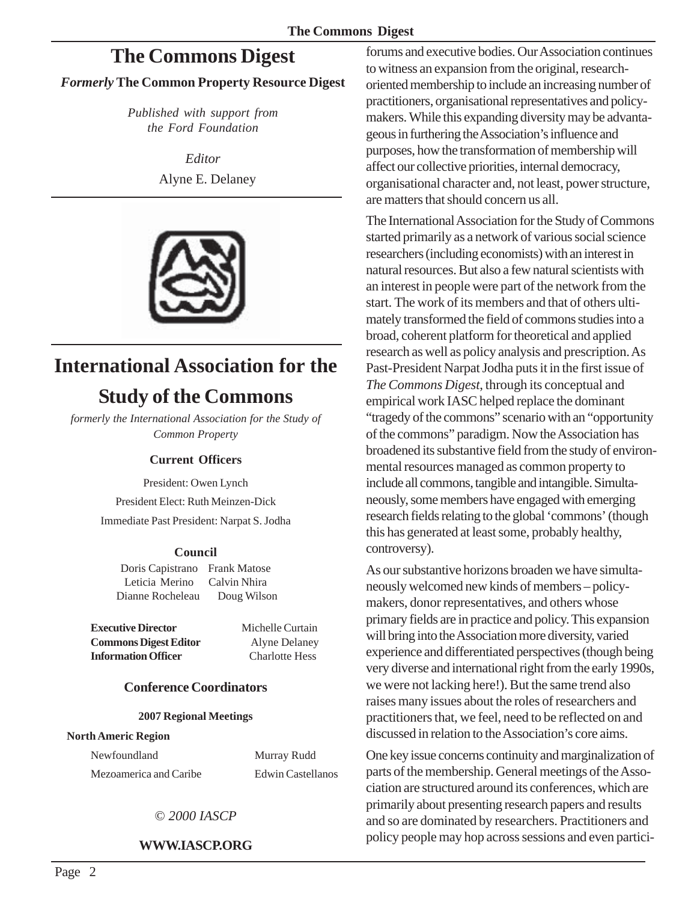# The Commons Digest

***Formerly*** **The Common Property Resource Digest**

*Published with support from the Ford Foundation*

*Editor*

Alyne E. Delaney

# International Association for the Study of the Commons

*formerly the International Association for the Study of Common Property*

### Current Officers

President: Owen Lynch

President Elect: Ruth Meinzen-Dick

Immediate Past President: Narpat S. Jodha

### Council

Doris Capistrano    Frank Matose
Leticia Merino    Calvin Nhira
Dianne Rocheleau    Doug Wilson

**Executive Director** Michelle Curtain
**Commons Digest Editor** Alyne Delaney
**Information Officer** Charlotte Hess

### Conference Coordinators

**2007 Regional Meetings**

**North Americ Region**

Newfoundland    Murray Rudd

Mezoamerica and Caribe    Edwin Castellanos

© 2000 IASCP

**WWW.IASCP.ORG**

forums and executive bodies. Our Association continues to witness an expansion from the original, research-oriented membership to include an increasing number of practitioners, organisational representatives and policy-makers. While this expanding diversity may be advantageous in furthering the Association's influence and purposes, how the transformation of membership will affect our collective priorities, internal democracy, organisational character and, not least, power structure, are matters that should concern us all.

The International Association for the Study of Commons started primarily as a network of various social science researchers (including economists) with an interest in natural resources. But also a few natural scientists with an interest in people were part of the network from the start. The work of its members and that of others ultimately transformed the field of commons studies into a broad, coherent platform for theoretical and applied research as well as policy analysis and prescription. As Past-President Narpat Jodha puts it in the first issue of *The Commons Digest*, through its conceptual and empirical work IASC helped replace the dominant "tragedy of the commons" scenario with an "opportunity of the commons" paradigm. Now the Association has broadened its substantive field from the study of environmental resources managed as common property to include all commons, tangible and intangible. Simultaneously, some members have engaged with emerging research fields relating to the global 'commons' (though this has generated at least some, probably healthy, controversy).

As our substantive horizons broaden we have simultaneously welcomed new kinds of members – policy-makers, donor representatives, and others whose primary fields are in practice and policy. This expansion will bring into the Association more diversity, varied experience and differentiated perspectives (though being very diverse and international right from the early 1990s, we were not lacking here!). But the same trend also raises many issues about the roles of researchers and practitioners that, we feel, need to be reflected on and discussed in relation to the Association's core aims.

One key issue concerns continuity and marginalization of parts of the membership. General meetings of the Association are structured around its conferences, which are primarily about presenting research papers and results and so are dominated by researchers. Practitioners and policy people may hop across sessions and even partici-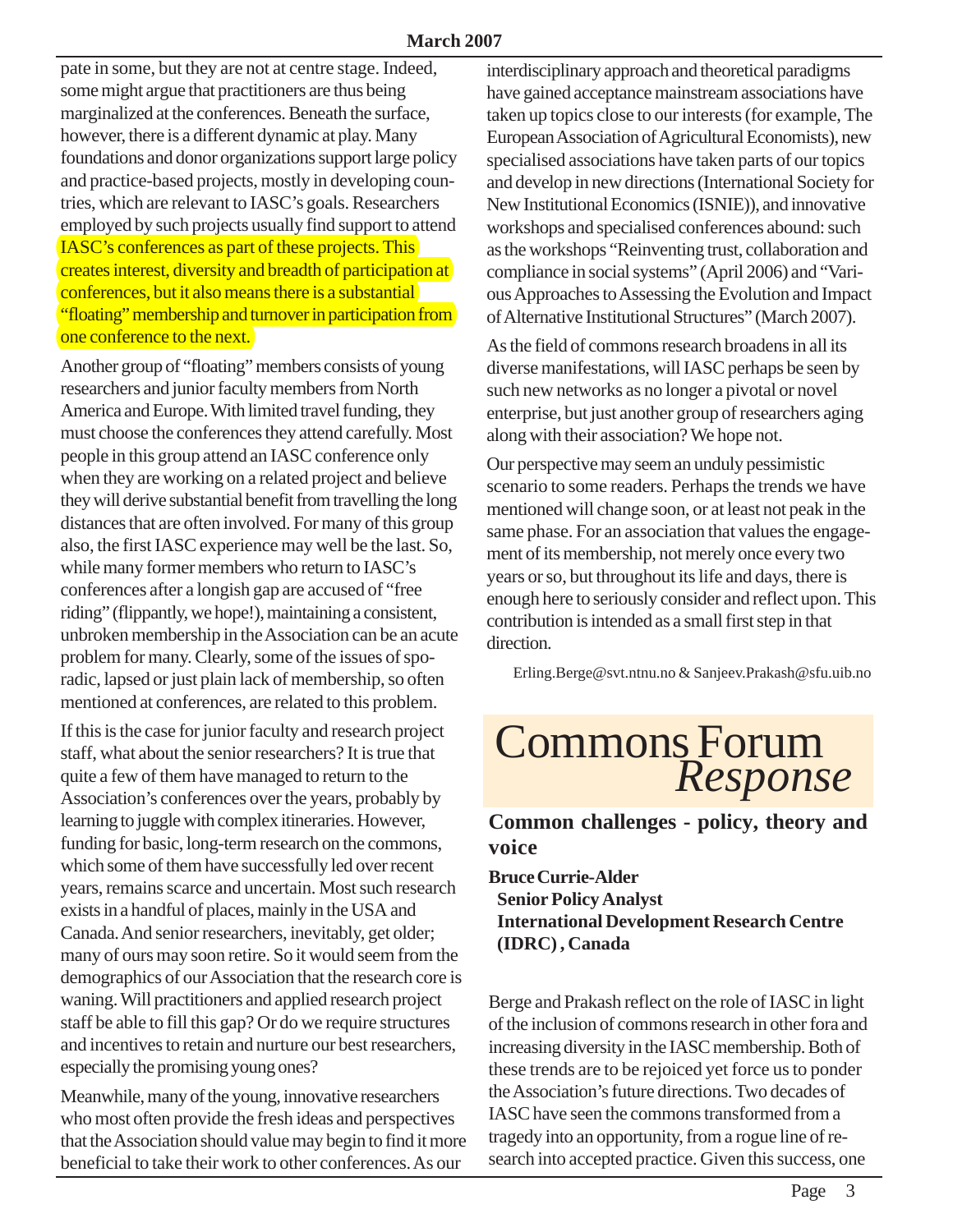pate in some, but they are not at centre stage. Indeed, some might argue that practitioners are thus being marginalized at the conferences. Beneath the surface, however, there is a different dynamic at play. Many foundations and donor organizations support large policy and practice-based projects, mostly in developing countries, which are relevant to IASC's goals. Researchers employed by such projects usually find support to attend IASC's conferences as part of these projects. This creates interest, diversity and breadth of participation at conferences, but it also means there is a substantial "floating" membership and turnover in participation from one conference to the next.

Another group of "floating" members consists of young researchers and junior faculty members from North America and Europe. With limited travel funding, they must choose the conferences they attend carefully. Most people in this group attend an IASC conference only when they are working on a related project and believe they will derive substantial benefit from travelling the long distances that are often involved. For many of this group also, the first IASC experience may well be the last. So, while many former members who return to IASC's conferences after a longish gap are accused of "free riding" (flippantly, we hope!), maintaining a consistent, unbroken membership in the Association can be an acute problem for many. Clearly, some of the issues of sporadic, lapsed or just plain lack of membership, so often mentioned at conferences, are related to this problem.

If this is the case for junior faculty and research project staff, what about the senior researchers? It is true that quite a few of them have managed to return to the Association's conferences over the years, probably by learning to juggle with complex itineraries. However, funding for basic, long-term research on the commons, which some of them have successfully led over recent years, remains scarce and uncertain. Most such research exists in a handful of places, mainly in the USA and Canada. And senior researchers, inevitably, get older; many of ours may soon retire. So it would seem from the demographics of our Association that the research core is waning. Will practitioners and applied research project staff be able to fill this gap? Or do we require structures and incentives to retain and nurture our best researchers, especially the promising young ones?

Meanwhile, many of the young, innovative researchers who most often provide the fresh ideas and perspectives that the Association should value may begin to find it more beneficial to take their work to other conferences. As our interdisciplinary approach and theoretical paradigms have gained acceptance mainstream associations have taken up topics close to our interests (for example, The European Association of Agricultural Economists), new specialised associations have taken parts of our topics and develop in new directions (International Society for New Institutional Economics (ISNIE)), and innovative workshops and specialised conferences abound: such as the workshops "Reinventing trust, collaboration and compliance in social systems" (April 2006) and "Various Approaches to Assessing the Evolution and Impact of Alternative Institutional Structures" (March 2007).

As the field of commons research broadens in all its diverse manifestations, will IASC perhaps be seen by such new networks as no longer a pivotal or novel enterprise, but just another group of researchers aging along with their association? We hope not.

Our perspective may seem an unduly pessimistic scenario to some readers. Perhaps the trends we have mentioned will change soon, or at least not peak in the same phase. For an association that values the engagement of its membership, not merely once every two years or so, but throughout its life and days, there is enough here to seriously consider and reflect upon. This contribution is intended as a small first step in that direction.

Erling.Berge@svt.ntnu.no & Sanjeev.Prakash@sfu.uib.no

# Commons Forum *Response*

## Common challenges - policy, theory and voice

**Bruce Currie-Alder**
**Senior Policy Analyst**
**International Development Research Centre (IDRC), Canada**

Berge and Prakash reflect on the role of IASC in light of the inclusion of commons research in other fora and increasing diversity in the IASC membership. Both of these trends are to be rejoiced yet force us to ponder the Association's future directions. Two decades of IASC have seen the commons transformed from a tragedy into an opportunity, from a rogue line of research into accepted practice. Given this success, one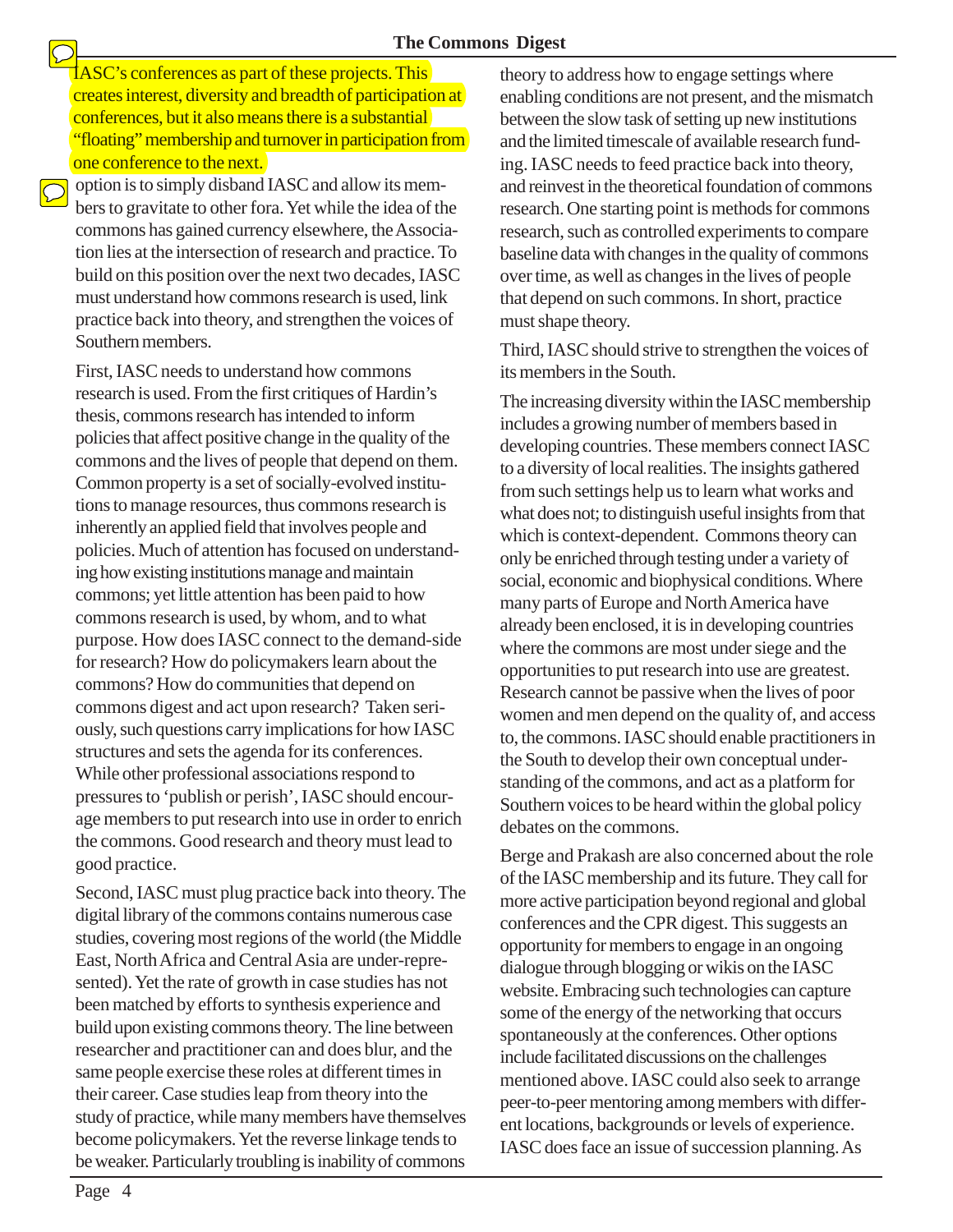IASC's conferences as part of these projects. This creates interest, diversity and breadth of participation at conferences, but it also means there is a substantial "floating" membership and turnover in participation from one conference to the next.

option is to simply disband IASC and allow its members to gravitate to other fora. Yet while the idea of the commons has gained currency elsewhere, the Association lies at the intersection of research and practice. To build on this position over the next two decades, IASC must understand how commons research is used, link practice back into theory, and strengthen the voices of Southern members.

First, IASC needs to understand how commons research is used. From the first critiques of Hardin's thesis, commons research has intended to inform policies that affect positive change in the quality of the commons and the lives of people that depend on them. Common property is a set of socially-evolved institutions to manage resources, thus commons research is inherently an applied field that involves people and policies. Much of attention has focused on understanding how existing institutions manage and maintain commons; yet little attention has been paid to how commons research is used, by whom, and to what purpose. How does IASC connect to the demand-side for research? How do policymakers learn about the commons? How do communities that depend on commons digest and act upon research? Taken seriously, such questions carry implications for how IASC structures and sets the agenda for its conferences. While other professional associations respond to pressures to 'publish or perish', IASC should encourage members to put research into use in order to enrich the commons. Good research and theory must lead to good practice.

Second, IASC must plug practice back into theory. The digital library of the commons contains numerous case studies, covering most regions of the world (the Middle East, North Africa and Central Asia are under-represented). Yet the rate of growth in case studies has not been matched by efforts to synthesis experience and build upon existing commons theory. The line between researcher and practitioner can and does blur, and the same people exercise these roles at different times in their career. Case studies leap from theory into the study of practice, while many members have themselves become policymakers. Yet the reverse linkage tends to be weaker. Particularly troubling is inability of commons theory to address how to engage settings where enabling conditions are not present, and the mismatch between the slow task of setting up new institutions and the limited timescale of available research funding. IASC needs to feed practice back into theory, and reinvest in the theoretical foundation of commons research. One starting point is methods for commons research, such as controlled experiments to compare baseline data with changes in the quality of commons over time, as well as changes in the lives of people that depend on such commons. In short, practice must shape theory.

Third, IASC should strive to strengthen the voices of its members in the South.

The increasing diversity within the IASC membership includes a growing number of members based in developing countries. These members connect IASC to a diversity of local realities. The insights gathered from such settings help us to learn what works and what does not; to distinguish useful insights from that which is context-dependent. Commons theory can only be enriched through testing under a variety of social, economic and biophysical conditions. Where many parts of Europe and North America have already been enclosed, it is in developing countries where the commons are most under siege and the opportunities to put research into use are greatest. Research cannot be passive when the lives of poor women and men depend on the quality of, and access to, the commons. IASC should enable practitioners in the South to develop their own conceptual understanding of the commons, and act as a platform for Southern voices to be heard within the global policy debates on the commons.

Berge and Prakash are also concerned about the role of the IASC membership and its future. They call for more active participation beyond regional and global conferences and the CPR digest. This suggests an opportunity for members to engage in an ongoing dialogue through blogging or wikis on the IASC website. Embracing such technologies can capture some of the energy of the networking that occurs spontaneously at the conferences. Other options include facilitated discussions on the challenges mentioned above. IASC could also seek to arrange peer-to-peer mentoring among members with different locations, backgrounds or levels of experience. IASC does face an issue of succession planning. As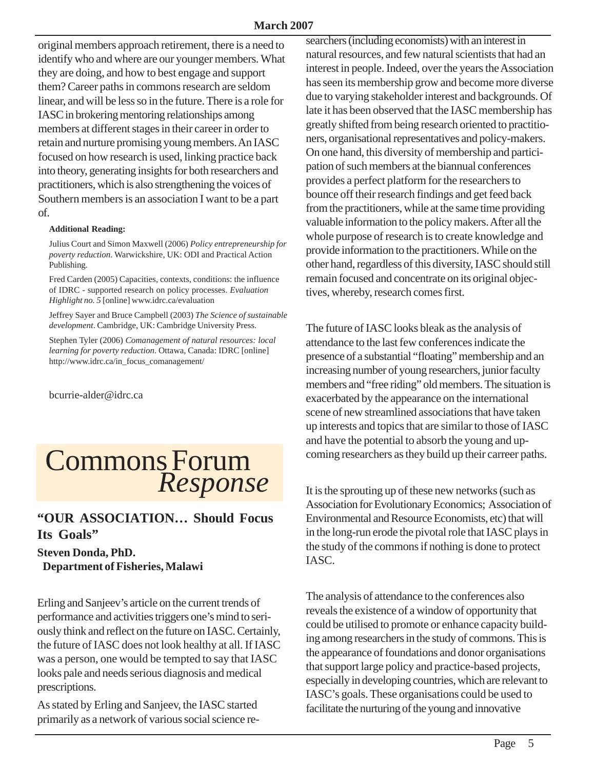original members approach retirement, there is a need to identify who and where are our younger members. What they are doing, and how to best engage and support them? Career paths in commons research are seldom linear, and will be less so in the future. There is a role for IASC in brokering mentoring relationships among members at different stages in their career in order to retain and nurture promising young members. An IASC focused on how research is used, linking practice back into theory, generating insights for both researchers and practitioners, which is also strengthening the voices of Southern members is an association I want to be a part of.

**Additional Reading:**

Julius Court and Simon Maxwell (2006) *Policy entrepreneurship for poverty reduction*. Warwickshire, UK: ODI and Practical Action Publishing.

Fred Carden (2005) Capacities, contexts, conditions: the influence of IDRC - supported research on policy processes. *Evaluation Highlight no. 5* [online] www.idrc.ca/evaluation

Jeffrey Sayer and Bruce Campbell (2003) *The Science of sustainable development*. Cambridge, UK: Cambridge University Press.

Stephen Tyler (2006) *Comanagement of natural resources: local learning for poverty reduction*. Ottawa, Canada: IDRC [online] http://www.idrc.ca/in_focus_comanagement/

bcurrie-alder@idrc.ca

# Commons Forum *Response*

## "OUR ASSOCIATION… Should Focus Its Goals"

**Steven Donda, PhD.**
**Department of Fisheries, Malawi**

Erling and Sanjeev's article on the current trends of performance and activities triggers one's mind to seriously think and reflect on the future on IASC. Certainly, the future of IASC does not look healthy at all. If IASC was a person, one would be tempted to say that IASC looks pale and needs serious diagnosis and medical prescriptions.

As stated by Erling and Sanjeev, the IASC started primarily as a network of various social science researchers (including economists) with an interest in natural resources, and few natural scientists that had an interest in people. Indeed, over the years the Association has seen its membership grow and become more diverse due to varying stakeholder interest and backgrounds. Of late it has been observed that the IASC membership has greatly shifted from being research oriented to practitioners, organisational representatives and policy-makers. On one hand, this diversity of membership and participation of such members at the biannual conferences provides a perfect platform for the researchers to bounce off their research findings and get feed back from the practitioners, while at the same time providing valuable information to the policy makers. After all the whole purpose of research is to create knowledge and provide information to the practitioners. While on the other hand, regardless of this diversity, IASC should still remain focused and concentrate on its original objectives, whereby, research comes first.

The future of IASC looks bleak as the analysis of attendance to the last few conferences indicate the presence of a substantial "floating" membership and an increasing number of young researchers, junior faculty members and "free riding" old members. The situation is exacerbated by the appearance on the international scene of new streamlined associations that have taken up interests and topics that are similar to those of IASC and have the potential to absorb the young and upcoming researchers as they build up their carreer paths.

It is the sprouting up of these new networks (such as Association for Evolutionary Economics; Association of Environmental and Resource Economists, etc) that will in the long-run erode the pivotal role that IASC plays in the study of the commons if nothing is done to protect IASC.

The analysis of attendance to the conferences also reveals the existence of a window of opportunity that could be utilised to promote or enhance capacity building among researchers in the study of commons. This is the appearance of foundations and donor organisations that support large policy and practice-based projects, especially in developing countries, which are relevant to IASC's goals. These organisations could be used to facilitate the nurturing of the young and innovative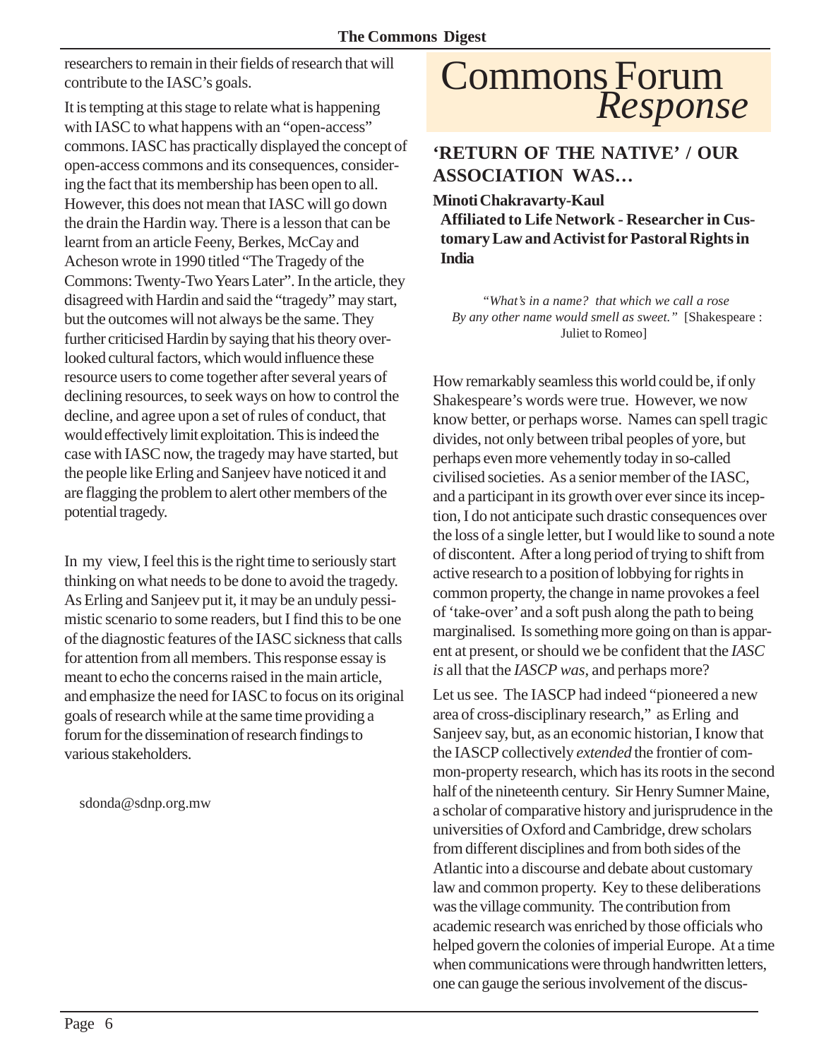researchers to remain in their fields of research that will contribute to the IASC's goals.

It is tempting at this stage to relate what is happening with IASC to what happens with an "open-access" commons. IASC has practically displayed the concept of open-access commons and its consequences, considering the fact that its membership has been open to all. However, this does not mean that IASC will go down the drain the Hardin way. There is a lesson that can be learnt from an article Feeny, Berkes, McCay and Acheson wrote in 1990 titled "The Tragedy of the Commons: Twenty-Two Years Later". In the article, they disagreed with Hardin and said the "tragedy" may start, but the outcomes will not always be the same. They further criticised Hardin by saying that his theory overlooked cultural factors, which would influence these resource users to come together after several years of declining resources, to seek ways on how to control the decline, and agree upon a set of rules of conduct, that would effectively limit exploitation. This is indeed the case with IASC now, the tragedy may have started, but the people like Erling and Sanjeev have noticed it and are flagging the problem to alert other members of the potential tragedy.

In my view, I feel this is the right time to seriously start thinking on what needs to be done to avoid the tragedy. As Erling and Sanjeev put it, it may be an unduly pessimistic scenario to some readers, but I find this to be one of the diagnostic features of the IASC sickness that calls for attention from all members. This response essay is meant to echo the concerns raised in the main article, and emphasize the need for IASC to focus on its original goals of research while at the same time providing a forum for the dissemination of research findings to various stakeholders.

sdonda@sdnp.org.mw

# Commons Forum *Response*

## 'RETURN OF THE NATIVE' / OUR ASSOCIATION WAS…

**Minoti Chakravarty-Kaul**
**Affiliated to Life Network - Researcher in Customary Law and Activist for Pastoral Rights in India**

*"What's in a name? that which we call a rose*
*By any other name would smell as sweet."* [Shakespeare : Juliet to Romeo]

How remarkably seamless this world could be, if only Shakespeare's words were true. However, we now know better, or perhaps worse. Names can spell tragic divides, not only between tribal peoples of yore, but perhaps even more vehemently today in so-called civilised societies. As a senior member of the IASC, and a participant in its growth over ever since its inception, I do not anticipate such drastic consequences over the loss of a single letter, but I would like to sound a note of discontent. After a long period of trying to shift from active research to a position of lobbying for rights in common property, the change in name provokes a feel of 'take-over' and a soft push along the path to being marginalised. Is something more going on than is apparent at present, or should we be confident that the *IASC is* all that the *IASCP was*, and perhaps more?

Let us see. The IASCP had indeed "pioneered a new area of cross-disciplinary research," as Erling and Sanjeev say, but, as an economic historian, I know that the IASCP collectively *extended* the frontier of common-property research, which has its roots in the second half of the nineteenth century. Sir Henry Sumner Maine, a scholar of comparative history and jurisprudence in the universities of Oxford and Cambridge, drew scholars from different disciplines and from both sides of the Atlantic into a discourse and debate about customary law and common property. Key to these deliberations was the village community. The contribution from academic research was enriched by those officials who helped govern the colonies of imperial Europe. At a time when communications were through handwritten letters, one can gauge the serious involvement of the discus-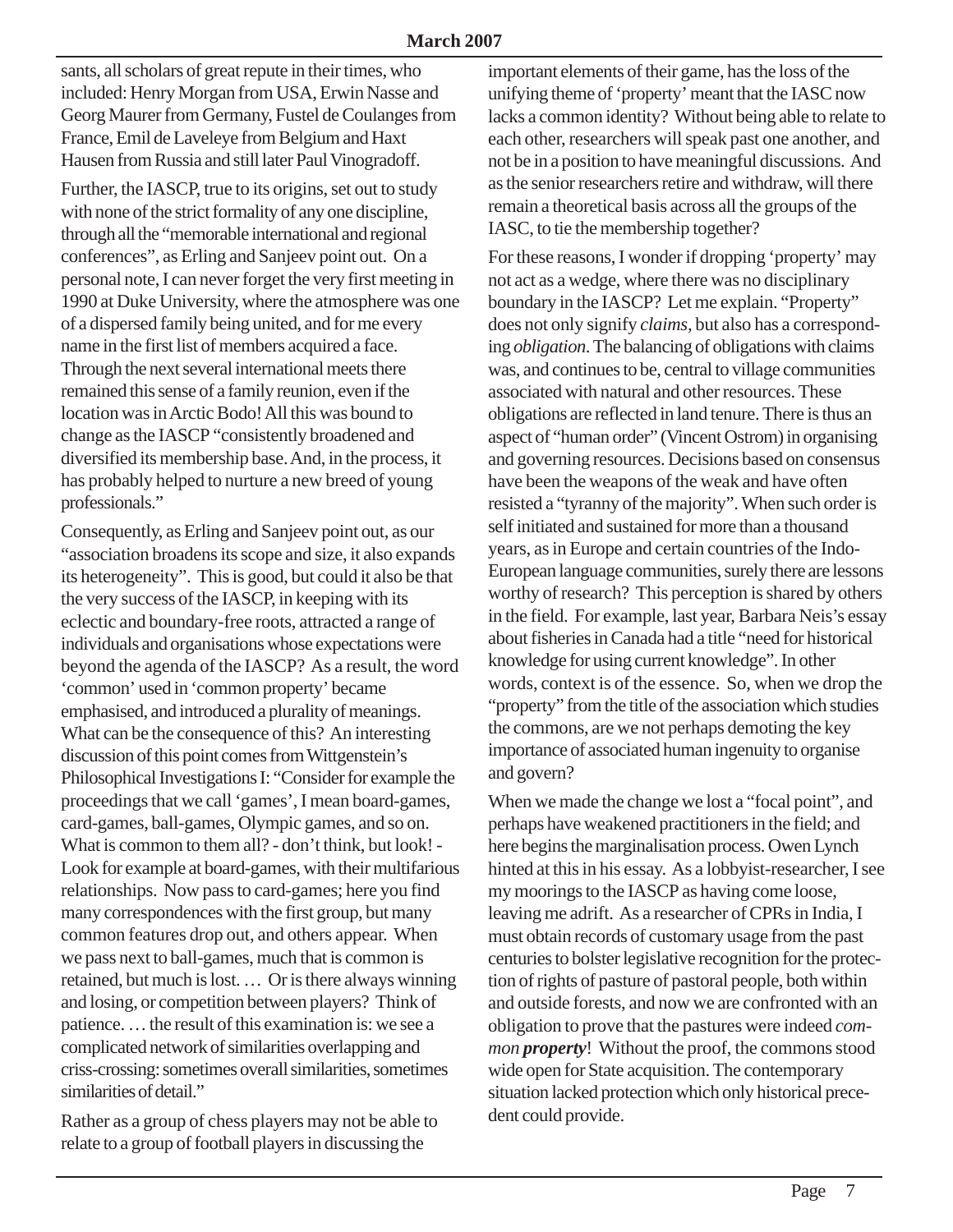sants, all scholars of great repute in their times, who included: Henry Morgan from USA, Erwin Nasse and Georg Maurer from Germany, Fustel de Coulanges from France, Emil de Laveleye from Belgium and Haxt Hausen from Russia and still later Paul Vinogradoff.

Further, the IASCP, true to its origins, set out to study with none of the strict formality of any one discipline, through all the "memorable international and regional conferences", as Erling and Sanjeev point out. On a personal note, I can never forget the very first meeting in 1990 at Duke University, where the atmosphere was one of a dispersed family being united, and for me every name in the first list of members acquired a face. Through the next several international meets there remained this sense of a family reunion, even if the location was in Arctic Bodo! All this was bound to change as the IASCP "consistently broadened and diversified its membership base. And, in the process, it has probably helped to nurture a new breed of young professionals."

Consequently, as Erling and Sanjeev point out, as our "association broadens its scope and size, it also expands its heterogeneity". This is good, but could it also be that the very success of the IASCP, in keeping with its eclectic and boundary-free roots, attracted a range of individuals and organisations whose expectations were beyond the agenda of the IASCP? As a result, the word 'common' used in 'common property' became emphasised, and introduced a plurality of meanings. What can be the consequence of this? An interesting discussion of this point comes from Wittgenstein's Philosophical Investigations I: "Consider for example the proceedings that we call 'games', I mean board-games, card-games, ball-games, Olympic games, and so on. What is common to them all? - don't think, but look! - Look for example at board-games, with their multifarious relationships. Now pass to card-games; here you find many correspondences with the first group, but many common features drop out, and others appear. When we pass next to ball-games, much that is common is retained, but much is lost. … Or is there always winning and losing, or competition between players? Think of patience. … the result of this examination is: we see a complicated network of similarities overlapping and criss-crossing: sometimes overall similarities, sometimes similarities of detail."

Rather as a group of chess players may not be able to relate to a group of football players in discussing the important elements of their game, has the loss of the unifying theme of 'property' meant that the IASC now lacks a common identity? Without being able to relate to each other, researchers will speak past one another, and not be in a position to have meaningful discussions. And as the senior researchers retire and withdraw, will there remain a theoretical basis across all the groups of the IASC, to tie the membership together?

For these reasons, I wonder if dropping 'property' may not act as a wedge, where there was no disciplinary boundary in the IASCP? Let me explain. "Property" does not only signify *claims*, but also has a corresponding *obligation*. The balancing of obligations with claims was, and continues to be, central to village communities associated with natural and other resources. These obligations are reflected in land tenure. There is thus an aspect of "human order" (Vincent Ostrom) in organising and governing resources. Decisions based on consensus have been the weapons of the weak and have often resisted a "tyranny of the majority". When such order is self initiated and sustained for more than a thousand years, as in Europe and certain countries of the Indo-European language communities, surely there are lessons worthy of research? This perception is shared by others in the field. For example, last year, Barbara Neis's essay about fisheries in Canada had a title "need for historical knowledge for using current knowledge". In other words, context is of the essence. So, when we drop the "property" from the title of the association which studies the commons, are we not perhaps demoting the key importance of associated human ingenuity to organise and govern?

When we made the change we lost a "focal point", and perhaps have weakened practitioners in the field; and here begins the marginalisation process. Owen Lynch hinted at this in his essay. As a lobbyist-researcher, I see my moorings to the IASCP as having come loose, leaving me adrift. As a researcher of CPRs in India, I must obtain records of customary usage from the past centuries to bolster legislative recognition for the protection of rights of pasture of pastoral people, both within and outside forests, and now we are confronted with an obligation to prove that the pastures were indeed *common **property***! Without the proof, the commons stood wide open for State acquisition. The contemporary situation lacked protection which only historical precedent could provide.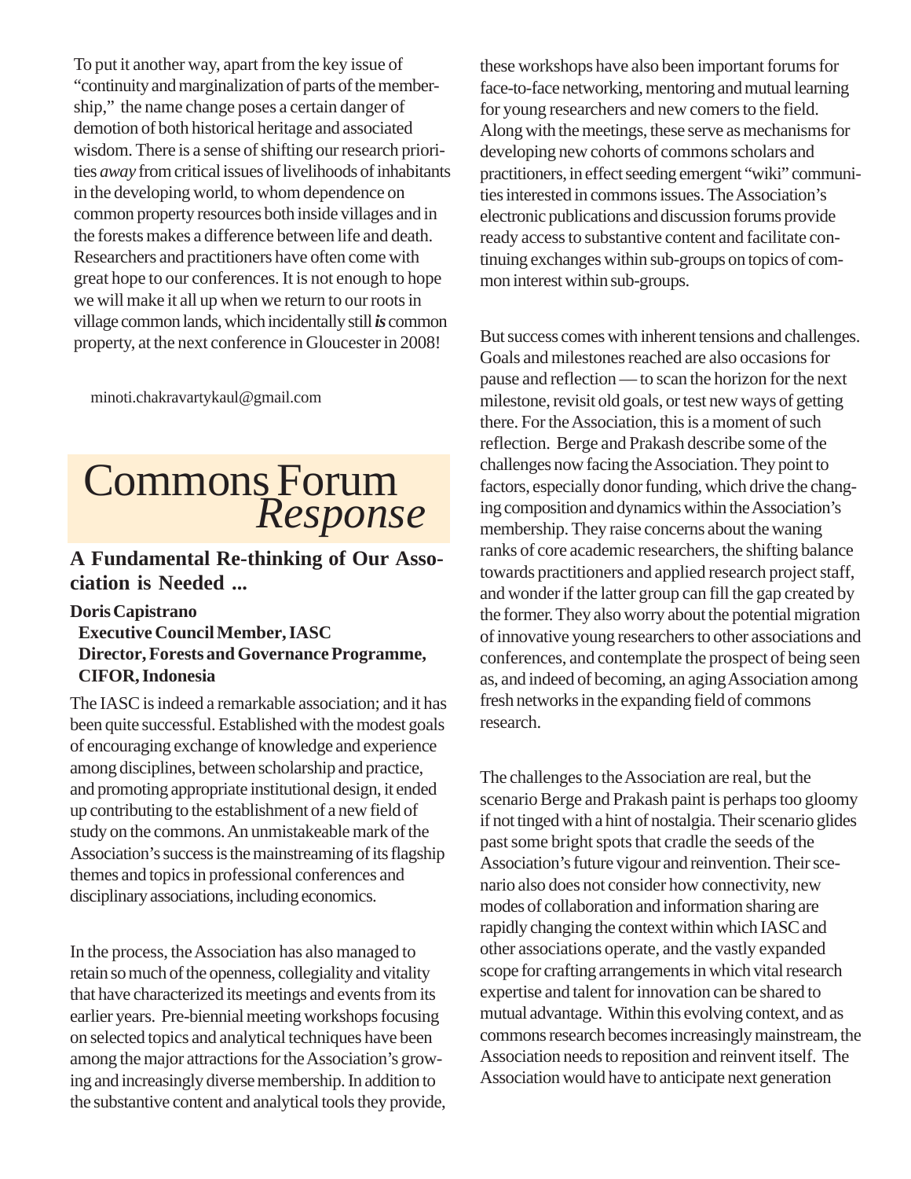To put it another way, apart from the key issue of "continuity and marginalization of parts of the membership," the name change poses a certain danger of demotion of both historical heritage and associated wisdom. There is a sense of shifting our research priorities *away* from critical issues of livelihoods of inhabitants in the developing world, to whom dependence on common property resources both inside villages and in the forests makes a difference between life and death. Researchers and practitioners have often come with great hope to our conferences. It is not enough to hope we will make it all up when we return to our roots in village common lands, which incidentally still ***is*** common property, at the next conference in Gloucester in 2008!

minoti.chakravartykaul@gmail.com

# Commons Forum *Response*

## A Fundamental Re-thinking of Our Association is Needed ...

**Doris Capistrano**
**Executive Council Member, IASC**
**Director, Forests and Governance Programme, CIFOR, Indonesia**

The IASC is indeed a remarkable association; and it has been quite successful. Established with the modest goals of encouraging exchange of knowledge and experience among disciplines, between scholarship and practice, and promoting appropriate institutional design, it ended up contributing to the establishment of a new field of study on the commons. An unmistakeable mark of the Association's success is the mainstreaming of its flagship themes and topics in professional conferences and disciplinary associations, including economics.

In the process, the Association has also managed to retain so much of the openness, collegiality and vitality that have characterized its meetings and events from its earlier years. Pre-biennial meeting workshops focusing on selected topics and analytical techniques have been among the major attractions for the Association's growing and increasingly diverse membership. In addition to the substantive content and analytical tools they provide, these workshops have also been important forums for face-to-face networking, mentoring and mutual learning for young researchers and new comers to the field. Along with the meetings, these serve as mechanisms for developing new cohorts of commons scholars and practitioners, in effect seeding emergent "wiki" communities interested in commons issues. The Association's electronic publications and discussion forums provide ready access to substantive content and facilitate continuing exchanges within sub-groups on topics of common interest within sub-groups.

But success comes with inherent tensions and challenges. Goals and milestones reached are also occasions for pause and reflection — to scan the horizon for the next milestone, revisit old goals, or test new ways of getting there. For the Association, this is a moment of such reflection. Berge and Prakash describe some of the challenges now facing the Association. They point to factors, especially donor funding, which drive the changing composition and dynamics within the Association's membership. They raise concerns about the waning ranks of core academic researchers, the shifting balance towards practitioners and applied research project staff, and wonder if the latter group can fill the gap created by the former. They also worry about the potential migration of innovative young researchers to other associations and conferences, and contemplate the prospect of being seen as, and indeed of becoming, an aging Association among fresh networks in the expanding field of commons research.

The challenges to the Association are real, but the scenario Berge and Prakash paint is perhaps too gloomy if not tinged with a hint of nostalgia. Their scenario glides past some bright spots that cradle the seeds of the Association's future vigour and reinvention. Their scenario also does not consider how connectivity, new modes of collaboration and information sharing are rapidly changing the context within which IASC and other associations operate, and the vastly expanded scope for crafting arrangements in which vital research expertise and talent for innovation can be shared to mutual advantage. Within this evolving context, and as commons research becomes increasingly mainstream, the Association needs to reposition and reinvent itself. The Association would have to anticipate next generation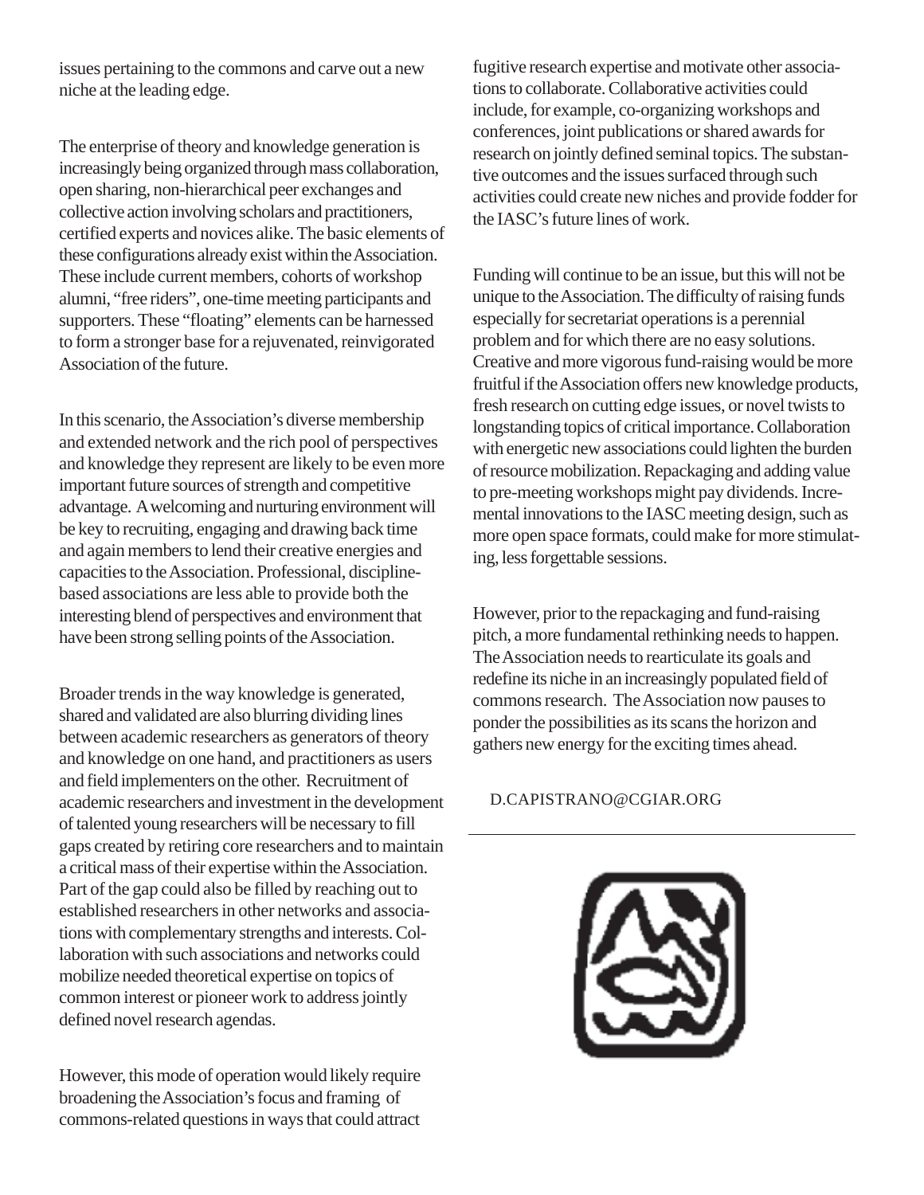issues pertaining to the commons and carve out a new niche at the leading edge.

The enterprise of theory and knowledge generation is increasingly being organized through mass collaboration, open sharing, non-hierarchical peer exchanges and collective action involving scholars and practitioners, certified experts and novices alike. The basic elements of these configurations already exist within the Association. These include current members, cohorts of workshop alumni, "free riders", one-time meeting participants and supporters. These "floating" elements can be harnessed to form a stronger base for a rejuvenated, reinvigorated Association of the future.

In this scenario, the Association's diverse membership and extended network and the rich pool of perspectives and knowledge they represent are likely to be even more important future sources of strength and competitive advantage. A welcoming and nurturing environment will be key to recruiting, engaging and drawing back time and again members to lend their creative energies and capacities to the Association. Professional, discipline-based associations are less able to provide both the interesting blend of perspectives and environment that have been strong selling points of the Association.

Broader trends in the way knowledge is generated, shared and validated are also blurring dividing lines between academic researchers as generators of theory and knowledge on one hand, and practitioners as users and field implementers on the other. Recruitment of academic researchers and investment in the development of talented young researchers will be necessary to fill gaps created by retiring core researchers and to maintain a critical mass of their expertise within the Association. Part of the gap could also be filled by reaching out to established researchers in other networks and associations with complementary strengths and interests. Collaboration with such associations and networks could mobilize needed theoretical expertise on topics of common interest or pioneer work to address jointly defined novel research agendas.

However, this mode of operation would likely require broadening the Association's focus and framing of commons-related questions in ways that could attract fugitive research expertise and motivate other associations to collaborate. Collaborative activities could include, for example, co-organizing workshops and conferences, joint publications or shared awards for research on jointly defined seminal topics. The substantive outcomes and the issues surfaced through such activities could create new niches and provide fodder for the IASC's future lines of work.

Funding will continue to be an issue, but this will not be unique to the Association. The difficulty of raising funds especially for secretariat operations is a perennial problem and for which there are no easy solutions. Creative and more vigorous fund-raising would be more fruitful if the Association offers new knowledge products, fresh research on cutting edge issues, or novel twists to longstanding topics of critical importance. Collaboration with energetic new associations could lighten the burden of resource mobilization. Repackaging and adding value to pre-meeting workshops might pay dividends. Incremental innovations to the IASC meeting design, such as more open space formats, could make for more stimulating, less forgettable sessions.

However, prior to the repackaging and fund-raising pitch, a more fundamental rethinking needs to happen. The Association needs to rearticulate its goals and redefine its niche in an increasingly populated field of commons research. The Association now pauses to ponder the possibilities as its scans the horizon and gathers new energy for the exciting times ahead.

D.CAPISTRANO@CGIAR.ORG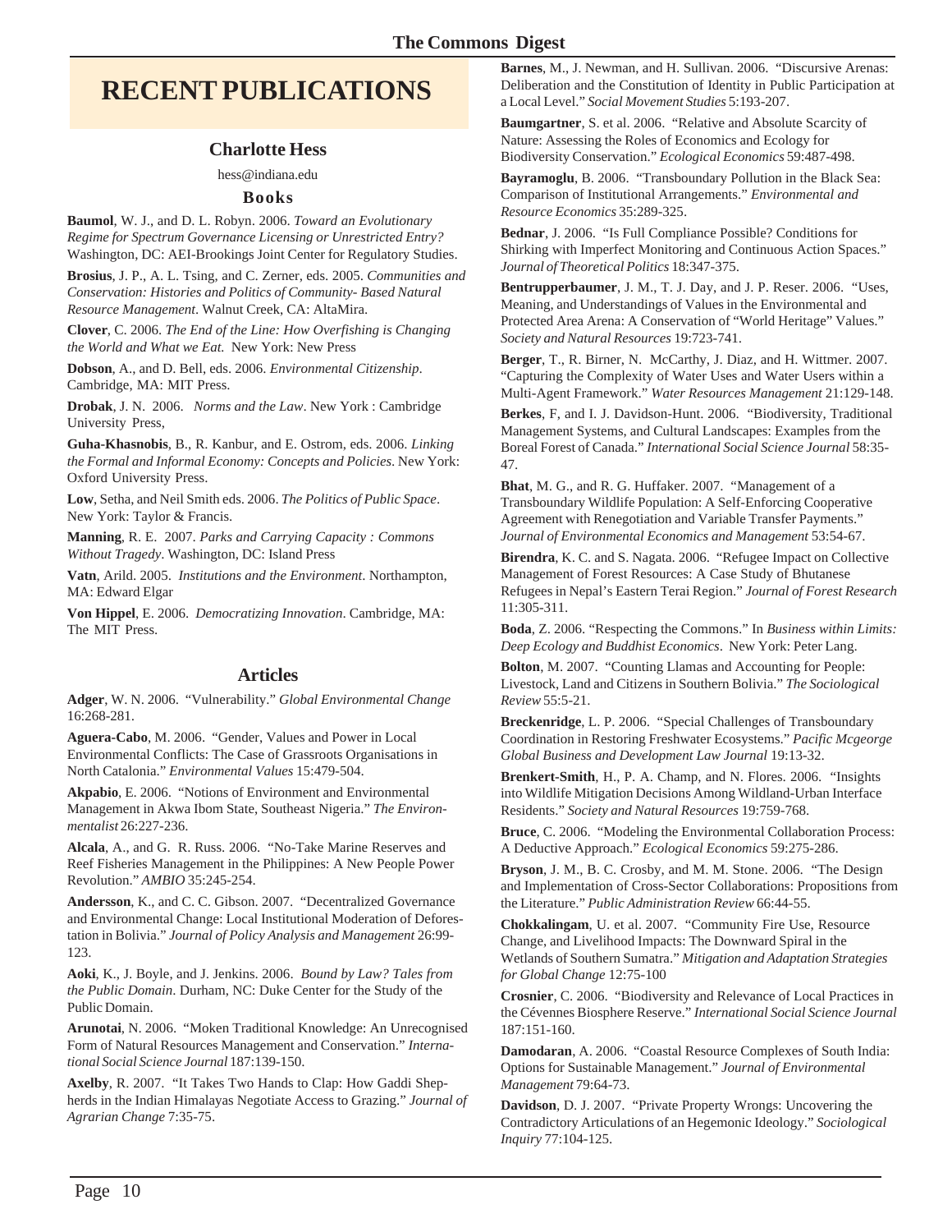# RECENT PUBLICATIONS

## Charlotte Hess

hess@indiana.edu

### Books

**Baumol**, W. J., and D. L. Robyn. 2006. *Toward an Evolutionary Regime for Spectrum Governance Licensing or Unrestricted Entry?* Washington, DC: AEI-Brookings Joint Center for Regulatory Studies.

**Brosius**, J. P., A. L. Tsing, and C. Zerner, eds. 2005. *Communities and Conservation: Histories and Politics of Community- Based Natural Resource Management*. Walnut Creek, CA: AltaMira.

**Clover**, C. 2006. *The End of the Line: How Overfishing is Changing the World and What we Eat.* New York: New Press

**Dobson**, A., and D. Bell, eds. 2006. *Environmental Citizenship*. Cambridge, MA: MIT Press.

**Drobak**, J. N. 2006. *Norms and the Law*. New York : Cambridge University Press,

**Guha-Khasnobis**, B., R. Kanbur, and E. Ostrom, eds. 2006. *Linking the Formal and Informal Economy: Concepts and Policies*. New York: Oxford University Press.

**Low**, Setha, and Neil Smith eds. 2006. *The Politics of Public Space*. New York: Taylor & Francis.

**Manning**, R. E. 2007. *Parks and Carrying Capacity : Commons Without Tragedy*. Washington, DC: Island Press

**Vatn**, Arild. 2005. *Institutions and the Environment*. Northampton, MA: Edward Elgar

**Von Hippel**, E. 2006. *Democratizing Innovation*. Cambridge, MA: The MIT Press.

### Articles

**Adger**, W. N. 2006. "Vulnerability." *Global Environmental Change* 16:268-281.

**Aguera-Cabo**, M. 2006. "Gender, Values and Power in Local Environmental Conflicts: The Case of Grassroots Organisations in North Catalonia." *Environmental Values* 15:479-504.

**Akpabio**, E. 2006. "Notions of Environment and Environmental Management in Akwa Ibom State, Southeast Nigeria." *The Environmentalist* 26:227-236.

**Alcala**, A., and G. R. Russ. 2006. "No-Take Marine Reserves and Reef Fisheries Management in the Philippines: A New People Power Revolution." *AMBIO* 35:245-254.

**Andersson**, K., and C. C. Gibson. 2007. "Decentralized Governance and Environmental Change: Local Institutional Moderation of Deforestation in Bolivia." *Journal of Policy Analysis and Management* 26:99-123.

**Aoki**, K., J. Boyle, and J. Jenkins. 2006. *Bound by Law? Tales from the Public Domain*. Durham, NC: Duke Center for the Study of the Public Domain.

**Arunotai**, N. 2006. "Moken Traditional Knowledge: An Unrecognised Form of Natural Resources Management and Conservation." *International Social Science Journal* 187:139-150.

**Axelby**, R. 2007. "It Takes Two Hands to Clap: How Gaddi Shepherds in the Indian Himalayas Negotiate Access to Grazing." *Journal of Agrarian Change* 7:35-75.

**Barnes**, M., J. Newman, and H. Sullivan. 2006. "Discursive Arenas: Deliberation and the Constitution of Identity in Public Participation at a Local Level." *Social Movement Studies* 5:193-207.

**Baumgartner**, S. et al. 2006. "Relative and Absolute Scarcity of Nature: Assessing the Roles of Economics and Ecology for Biodiversity Conservation." *Ecological Economics* 59:487-498.

**Bayramoglu**, B. 2006. "Transboundary Pollution in the Black Sea: Comparison of Institutional Arrangements." *Environmental and Resource Economics* 35:289-325.

**Bednar**, J. 2006. "Is Full Compliance Possible? Conditions for Shirking with Imperfect Monitoring and Continuous Action Spaces." *Journal of Theoretical Politics* 18:347-375.

**Bentrupperbaumer**, J. M., T. J. Day, and J. P. Reser. 2006. "Uses, Meaning, and Understandings of Values in the Environmental and Protected Area Arena: A Conservation of "World Heritage" Values." *Society and Natural Resources* 19:723-741.

**Berger**, T., R. Birner, N. McCarthy, J. Diaz, and H. Wittmer. 2007. "Capturing the Complexity of Water Uses and Water Users within a Multi-Agent Framework." *Water Resources Management* 21:129-148.

**Berkes**, F, and I. J. Davidson-Hunt. 2006. "Biodiversity, Traditional Management Systems, and Cultural Landscapes: Examples from the Boreal Forest of Canada." *International Social Science Journal* 58:35-47.

**Bhat**, M. G., and R. G. Huffaker. 2007. "Management of a Transboundary Wildlife Population: A Self-Enforcing Cooperative Agreement with Renegotiation and Variable Transfer Payments." *Journal of Environmental Economics and Management* 53:54-67.

**Birendra**, K. C. and S. Nagata. 2006. "Refugee Impact on Collective Management of Forest Resources: A Case Study of Bhutanese Refugees in Nepal's Eastern Terai Region." *Journal of Forest Research* 11:305-311.

**Boda**, Z. 2006. "Respecting the Commons." In *Business within Limits: Deep Ecology and Buddhist Economics*. New York: Peter Lang.

**Bolton**, M. 2007. "Counting Llamas and Accounting for People: Livestock, Land and Citizens in Southern Bolivia." *The Sociological Review* 55:5-21.

**Breckenridge**, L. P. 2006. "Special Challenges of Transboundary Coordination in Restoring Freshwater Ecosystems." *Pacific Mcgeorge Global Business and Development Law Journal* 19:13-32.

**Brenkert-Smith**, H., P. A. Champ, and N. Flores. 2006. "Insights into Wildlife Mitigation Decisions Among Wildland-Urban Interface Residents." *Society and Natural Resources* 19:759-768.

**Bruce**, C. 2006. "Modeling the Environmental Collaboration Process: A Deductive Approach." *Ecological Economics* 59:275-286.

**Bryson**, J. M., B. C. Crosby, and M. M. Stone. 2006. "The Design and Implementation of Cross-Sector Collaborations: Propositions from the Literature." *Public Administration Review* 66:44-55.

**Chokkalingam**, U. et al. 2007. "Community Fire Use, Resource Change, and Livelihood Impacts: The Downward Spiral in the Wetlands of Southern Sumatra." *Mitigation and Adaptation Strategies for Global Change* 12:75-100

**Crosnier**, C. 2006. "Biodiversity and Relevance of Local Practices in the Cévennes Biosphere Reserve." *International Social Science Journal* 187:151-160.

**Damodaran**, A. 2006. "Coastal Resource Complexes of South India: Options for Sustainable Management." *Journal of Environmental Management* 79:64-73.

**Davidson**, D. J. 2007. "Private Property Wrongs: Uncovering the Contradictory Articulations of an Hegemonic Ideology." *Sociological Inquiry* 77:104-125.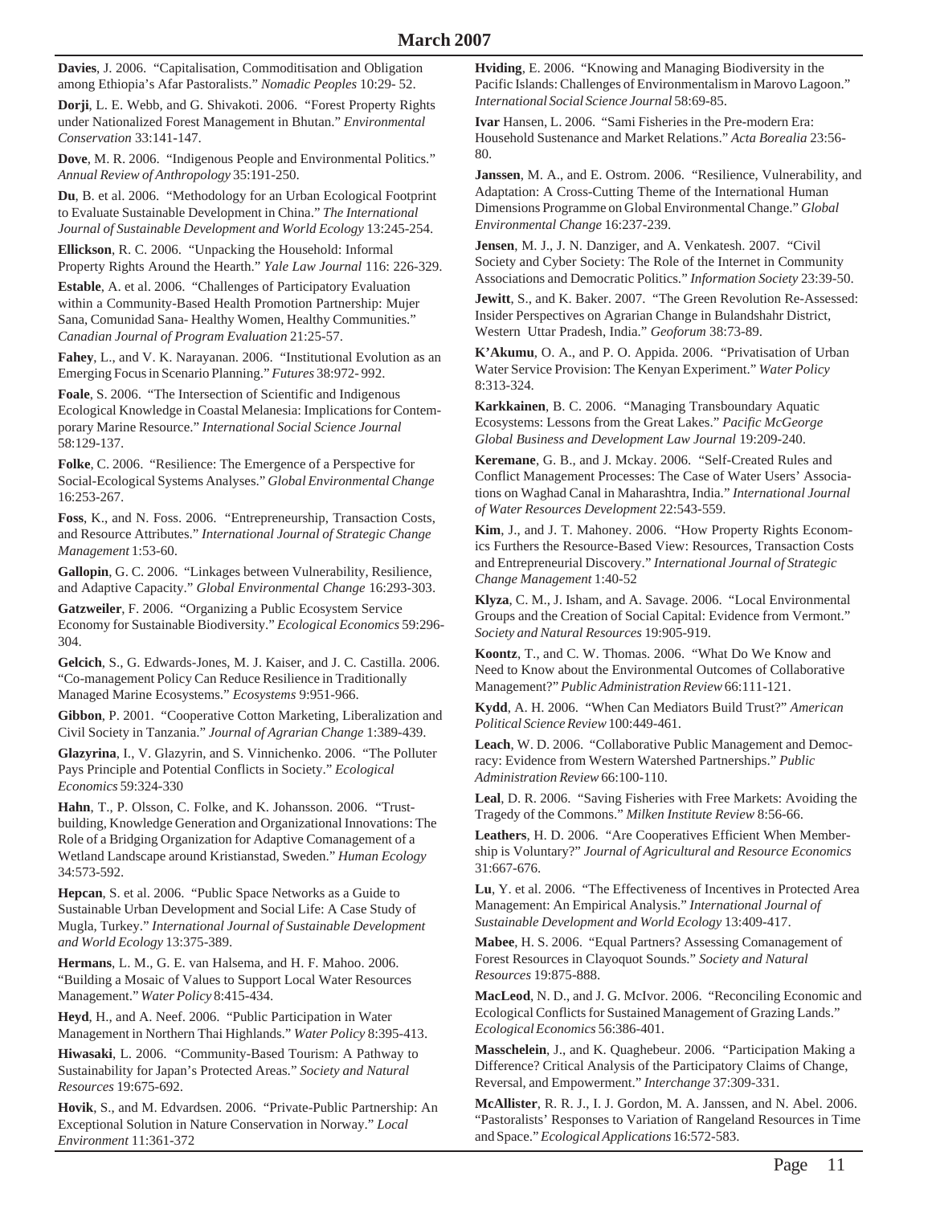**Davies**, J. 2006. "Capitalisation, Commoditisation and Obligation among Ethiopia's Afar Pastoralists." *Nomadic Peoples* 10:29- 52.

**Dorji**, L. E. Webb, and G. Shivakoti. 2006. "Forest Property Rights under Nationalized Forest Management in Bhutan." *Environmental Conservation* 33:141-147.

**Dove**, M. R. 2006. "Indigenous People and Environmental Politics." *Annual Review of Anthropology* 35:191-250.

**Du**, B. et al. 2006. "Methodology for an Urban Ecological Footprint to Evaluate Sustainable Development in China." *The International Journal of Sustainable Development and World Ecology* 13:245-254.

**Ellickson**, R. C. 2006. "Unpacking the Household: Informal Property Rights Around the Hearth." *Yale Law Journal* 116: 226-329.

**Estable**, A. et al. 2006. "Challenges of Participatory Evaluation within a Community-Based Health Promotion Partnership: Mujer Sana, Comunidad Sana- Healthy Women, Healthy Communities." *Canadian Journal of Program Evaluation* 21:25-57.

**Fahey**, L., and V. K. Narayanan. 2006. "Institutional Evolution as an Emerging Focus in Scenario Planning." *Futures* 38:972- 992.

**Foale**, S. 2006. "The Intersection of Scientific and Indigenous Ecological Knowledge in Coastal Melanesia: Implications for Contemporary Marine Resource." *International Social Science Journal* 58:129-137.

**Folke**, C. 2006. "Resilience: The Emergence of a Perspective for Social-Ecological Systems Analyses." *Global Environmental Change* 16:253-267.

**Foss**, K., and N. Foss. 2006. "Entrepreneurship, Transaction Costs, and Resource Attributes." *International Journal of Strategic Change Management* 1:53-60.

**Gallopin**, G. C. 2006. "Linkages between Vulnerability, Resilience, and Adaptive Capacity." *Global Environmental Change* 16:293-303.

**Gatzweiler**, F. 2006. "Organizing a Public Ecosystem Service Economy for Sustainable Biodiversity." *Ecological Economics* 59:296-304.

**Gelcich**, S., G. Edwards-Jones, M. J. Kaiser, and J. C. Castilla. 2006. "Co-management Policy Can Reduce Resilience in Traditionally Managed Marine Ecosystems." *Ecosystems* 9:951-966.

**Gibbon**, P. 2001. "Cooperative Cotton Marketing, Liberalization and Civil Society in Tanzania." *Journal of Agrarian Change* 1:389-439.

**Glazyrina**, I., V. Glazyrin, and S. Vinnichenko. 2006. "The Polluter Pays Principle and Potential Conflicts in Society." *Ecological Economics* 59:324-330

**Hahn**, T., P. Olsson, C. Folke, and K. Johansson. 2006. "Trust-building, Knowledge Generation and Organizational Innovations: The Role of a Bridging Organization for Adaptive Comanagement of a Wetland Landscape around Kristianstad, Sweden." *Human Ecology* 34:573-592.

**Hepcan**, S. et al. 2006. "Public Space Networks as a Guide to Sustainable Urban Development and Social Life: A Case Study of Mugla, Turkey." *International Journal of Sustainable Development and World Ecology* 13:375-389.

**Hermans**, L. M., G. E. van Halsema, and H. F. Mahoo. 2006. "Building a Mosaic of Values to Support Local Water Resources Management." *Water Policy* 8:415-434.

**Heyd**, H., and A. Neef. 2006. "Public Participation in Water Management in Northern Thai Highlands." *Water Policy* 8:395-413.

**Hiwasaki**, L. 2006. "Community-Based Tourism: A Pathway to Sustainability for Japan's Protected Areas." *Society and Natural Resources* 19:675-692.

**Hovik**, S., and M. Edvardsen. 2006. "Private-Public Partnership: An Exceptional Solution in Nature Conservation in Norway." *Local Environment* 11:361-372

**Hviding**, E. 2006. "Knowing and Managing Biodiversity in the Pacific Islands: Challenges of Environmentalism in Marovo Lagoon." *International Social Science Journal* 58:69-85.

**Ivar** Hansen, L. 2006. "Sami Fisheries in the Pre-modern Era: Household Sustenance and Market Relations." *Acta Borealia* 23:56-80.

**Janssen**, M. A., and E. Ostrom. 2006. "Resilience, Vulnerability, and Adaptation: A Cross-Cutting Theme of the International Human Dimensions Programme on Global Environmental Change." *Global Environmental Change* 16:237-239.

**Jensen**, M. J., J. N. Danziger, and A. Venkatesh. 2007. "Civil Society and Cyber Society: The Role of the Internet in Community Associations and Democratic Politics." *Information Society* 23:39-50.

**Jewitt**, S., and K. Baker. 2007. "The Green Revolution Re-Assessed: Insider Perspectives on Agrarian Change in Bulandshahr District, Western Uttar Pradesh, India." *Geoforum* 38:73-89.

**K'Akumu**, O. A., and P. O. Appida. 2006. "Privatisation of Urban Water Service Provision: The Kenyan Experiment." *Water Policy* 8:313-324.

**Karkkainen**, B. C. 2006. "Managing Transboundary Aquatic Ecosystems: Lessons from the Great Lakes." *Pacific McGeorge Global Business and Development Law Journal* 19:209-240.

**Keremane**, G. B., and J. Mckay. 2006. "Self-Created Rules and Conflict Management Processes: The Case of Water Users' Associations on Waghad Canal in Maharashtra, India." *International Journal of Water Resources Development* 22:543-559.

**Kim**, J., and J. T. Mahoney. 2006. "How Property Rights Economics Furthers the Resource-Based View: Resources, Transaction Costs and Entrepreneurial Discovery." *International Journal of Strategic Change Management* 1:40-52

**Klyza**, C. M., J. Isham, and A. Savage. 2006. "Local Environmental Groups and the Creation of Social Capital: Evidence from Vermont." *Society and Natural Resources* 19:905-919.

**Koontz**, T., and C. W. Thomas. 2006. "What Do We Know and Need to Know about the Environmental Outcomes of Collaborative Management?" *Public Administration Review* 66:111-121.

**Kydd**, A. H. 2006. "When Can Mediators Build Trust?" *American Political Science Review* 100:449-461.

**Leach**, W. D. 2006. "Collaborative Public Management and Democracy: Evidence from Western Watershed Partnerships." *Public Administration Review* 66:100-110.

**Leal**, D. R. 2006. "Saving Fisheries with Free Markets: Avoiding the Tragedy of the Commons." *Milken Institute Review* 8:56-66.

**Leathers**, H. D. 2006. "Are Cooperatives Efficient When Membership is Voluntary?" *Journal of Agricultural and Resource Economics* 31:667-676.

**Lu**, Y. et al. 2006. "The Effectiveness of Incentives in Protected Area Management: An Empirical Analysis." *International Journal of Sustainable Development and World Ecology* 13:409-417.

**Mabee**, H. S. 2006. "Equal Partners? Assessing Comanagement of Forest Resources in Clayoquot Sounds." *Society and Natural Resources* 19:875-888.

**MacLeod**, N. D., and J. G. McIvor. 2006. "Reconciling Economic and Ecological Conflicts for Sustained Management of Grazing Lands." *Ecological Economics* 56:386-401.

**Masschelein**, J., and K. Quaghebeur. 2006. "Participation Making a Difference? Critical Analysis of the Participatory Claims of Change, Reversal, and Empowerment." *Interchange* 37:309-331.

**McAllister**, R. R. J., I. J. Gordon, M. A. Janssen, and N. Abel. 2006. "Pastoralists' Responses to Variation of Rangeland Resources in Time and Space." *Ecological Applications* 16:572-583.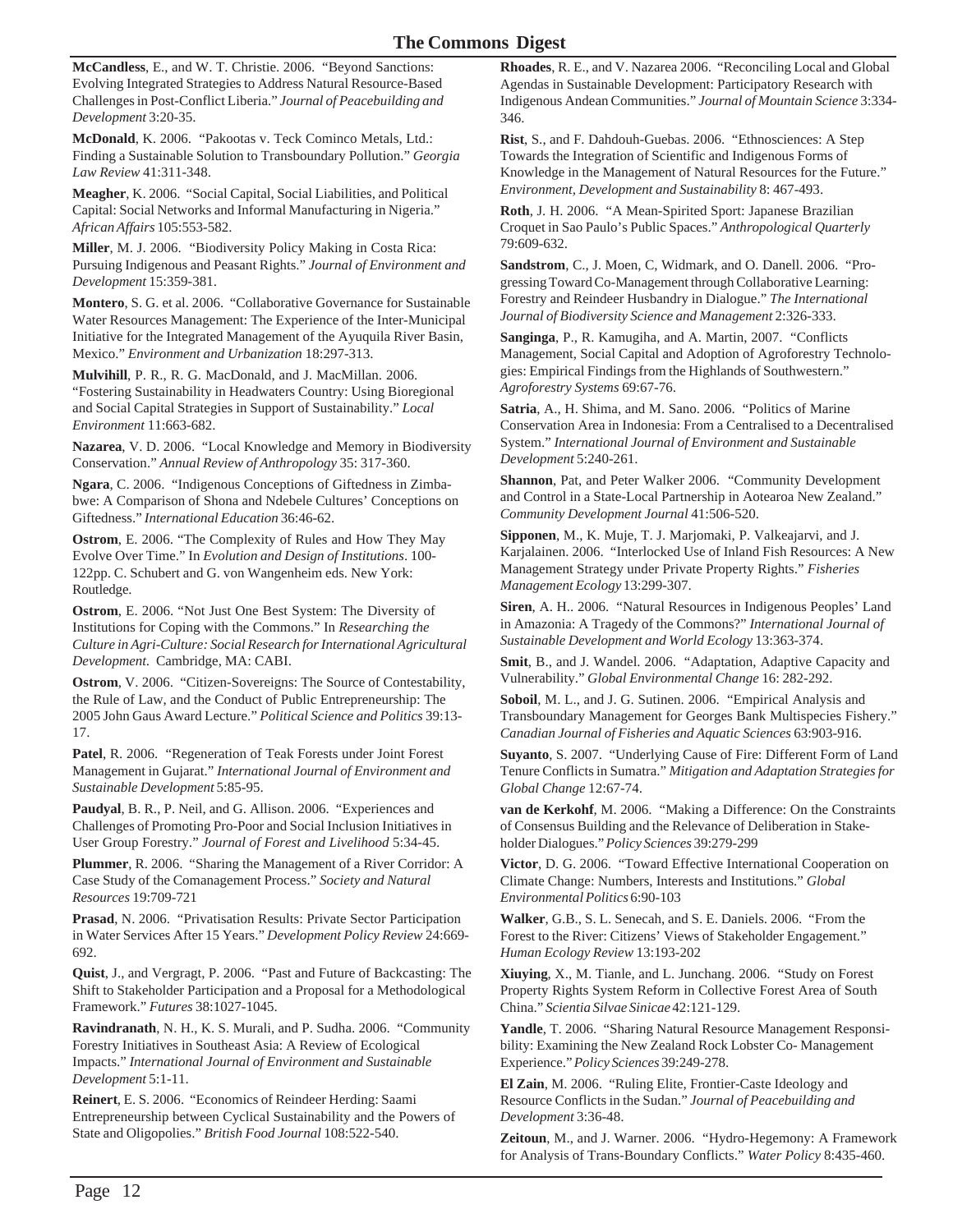**McCandless**, E., and W. T. Christie. 2006. "Beyond Sanctions: Evolving Integrated Strategies to Address Natural Resource-Based Challenges in Post-Conflict Liberia." *Journal of Peacebuilding and Development* 3:20-35.

**McDonald**, K. 2006. "Pakootas v. Teck Cominco Metals, Ltd.: Finding a Sustainable Solution to Transboundary Pollution." *Georgia Law Review* 41:311-348.

**Meagher**, K. 2006. "Social Capital, Social Liabilities, and Political Capital: Social Networks and Informal Manufacturing in Nigeria." *African Affairs* 105:553-582.

**Miller**, M. J. 2006. "Biodiversity Policy Making in Costa Rica: Pursuing Indigenous and Peasant Rights." *Journal of Environment and Development* 15:359-381.

**Montero**, S. G. et al. 2006. "Collaborative Governance for Sustainable Water Resources Management: The Experience of the Inter-Municipal Initiative for the Integrated Management of the Ayuquila River Basin, Mexico." *Environment and Urbanization* 18:297-313.

**Mulvihill**, P. R., R. G. MacDonald, and J. MacMillan. 2006. "Fostering Sustainability in Headwaters Country: Using Bioregional and Social Capital Strategies in Support of Sustainability." *Local Environment* 11:663-682.

**Nazarea**, V. D. 2006. "Local Knowledge and Memory in Biodiversity Conservation." *Annual Review of Anthropology* 35: 317-360.

**Ngara**, C. 2006. "Indigenous Conceptions of Giftedness in Zimbabwe: A Comparison of Shona and Ndebele Cultures' Conceptions on Giftedness." *International Education* 36:46-62.

**Ostrom**, E. 2006. "The Complexity of Rules and How They May Evolve Over Time." In *Evolution and Design of Institutions*. 100-122pp. C. Schubert and G. von Wangenheim eds. New York: Routledge.

**Ostrom**, E. 2006. "Not Just One Best System: The Diversity of Institutions for Coping with the Commons." In *Researching the Culture in Agri-Culture: Social Research for International Agricultural Development.* Cambridge, MA: CABI.

**Ostrom**, V. 2006. "Citizen-Sovereigns: The Source of Contestability, the Rule of Law, and the Conduct of Public Entrepreneurship: The 2005 John Gaus Award Lecture." *Political Science and Politics* 39:13-17.

**Patel**, R. 2006. "Regeneration of Teak Forests under Joint Forest Management in Gujarat." *International Journal of Environment and Sustainable Development* 5:85-95.

**Paudyal**, B. R., P. Neil, and G. Allison. 2006. "Experiences and Challenges of Promoting Pro-Poor and Social Inclusion Initiatives in User Group Forestry." *Journal of Forest and Livelihood* 5:34-45.

**Plummer**, R. 2006. "Sharing the Management of a River Corridor: A Case Study of the Comanagement Process." *Society and Natural Resources* 19:709-721

**Prasad**, N. 2006. "Privatisation Results: Private Sector Participation in Water Services After 15 Years." *Development Policy Review* 24:669-692.

**Quist**, J., and Vergragt, P. 2006. "Past and Future of Backcasting: The Shift to Stakeholder Participation and a Proposal for a Methodological Framework." *Futures* 38:1027-1045.

**Ravindranath**, N. H., K. S. Murali, and P. Sudha. 2006. "Community Forestry Initiatives in Southeast Asia: A Review of Ecological Impacts." *International Journal of Environment and Sustainable Development* 5:1-11.

**Reinert**, E. S. 2006. "Economics of Reindeer Herding: Saami Entrepreneurship between Cyclical Sustainability and the Powers of State and Oligopolies." *British Food Journal* 108:522-540.

**Rhoades**, R. E., and V. Nazarea 2006. "Reconciling Local and Global Agendas in Sustainable Development: Participatory Research with Indigenous Andean Communities." *Journal of Mountain Science* 3:334-346.

**Rist**, S., and F. Dahdouh-Guebas. 2006. "Ethnosciences: A Step Towards the Integration of Scientific and Indigenous Forms of Knowledge in the Management of Natural Resources for the Future." *Environment, Development and Sustainability* 8: 467-493.

**Roth**, J. H. 2006. "A Mean-Spirited Sport: Japanese Brazilian Croquet in Sao Paulo's Public Spaces." *Anthropological Quarterly* 79:609-632.

**Sandstrom**, C., J. Moen, C, Widmark, and O. Danell. 2006. "Progressing Toward Co-Management through Collaborative Learning: Forestry and Reindeer Husbandry in Dialogue." *The International Journal of Biodiversity Science and Management* 2:326-333.

**Sanginga**, P., R. Kamugiha, and A. Martin, 2007. "Conflicts Management, Social Capital and Adoption of Agroforestry Technologies: Empirical Findings from the Highlands of Southwestern." *Agroforestry Systems* 69:67-76.

**Satria**, A., H. Shima, and M. Sano. 2006. "Politics of Marine Conservation Area in Indonesia: From a Centralised to a Decentralised System." *International Journal of Environment and Sustainable Development* 5:240-261.

**Shannon**, Pat, and Peter Walker 2006. "Community Development and Control in a State-Local Partnership in Aotearoa New Zealand." *Community Development Journal* 41:506-520.

**Sipponen**, M., K. Muje, T. J. Marjomaki, P. Valkeajarvi, and J. Karjalainen. 2006. "Interlocked Use of Inland Fish Resources: A New Management Strategy under Private Property Rights." *Fisheries Management Ecology* 13:299-307.

**Siren**, A. H.. 2006. "Natural Resources in Indigenous Peoples' Land in Amazonia: A Tragedy of the Commons?" *International Journal of Sustainable Development and World Ecology* 13:363-374.

**Smit**, B., and J. Wandel. 2006. "Adaptation, Adaptive Capacity and Vulnerability." *Global Environmental Change* 16: 282-292.

**Soboil**, M. L., and J. G. Sutinen. 2006. "Empirical Analysis and Transboundary Management for Georges Bank Multispecies Fishery." *Canadian Journal of Fisheries and Aquatic Sciences* 63:903-916.

**Suyanto**, S. 2007. "Underlying Cause of Fire: Different Form of Land Tenure Conflicts in Sumatra." *Mitigation and Adaptation Strategies for Global Change* 12:67-74.

**van de Kerkohf**, M. 2006. "Making a Difference: On the Constraints of Consensus Building and the Relevance of Deliberation in Stakeholder Dialogues." *Policy Sciences* 39:279-299

**Victor**, D. G. 2006. "Toward Effective International Cooperation on Climate Change: Numbers, Interests and Institutions." *Global Environmental Politics* 6:90-103

**Walker**, G.B., S. L. Senecah, and S. E. Daniels. 2006. "From the Forest to the River: Citizens' Views of Stakeholder Engagement." *Human Ecology Review* 13:193-202

**Xiuying**, X., M. Tianle, and L. Junchang. 2006. "Study on Forest Property Rights System Reform in Collective Forest Area of South China." *Scientia Silvae Sinicae* 42:121-129.

**Yandle**, T. 2006. "Sharing Natural Resource Management Responsibility: Examining the New Zealand Rock Lobster Co- Management Experience." *Policy Sciences* 39:249-278.

**El Zain**, M. 2006. "Ruling Elite, Frontier-Caste Ideology and Resource Conflicts in the Sudan." *Journal of Peacebuilding and Development* 3:36-48.

**Zeitoun**, M., and J. Warner. 2006. "Hydro-Hegemony: A Framework for Analysis of Trans-Boundary Conflicts." *Water Policy* 8:435-460.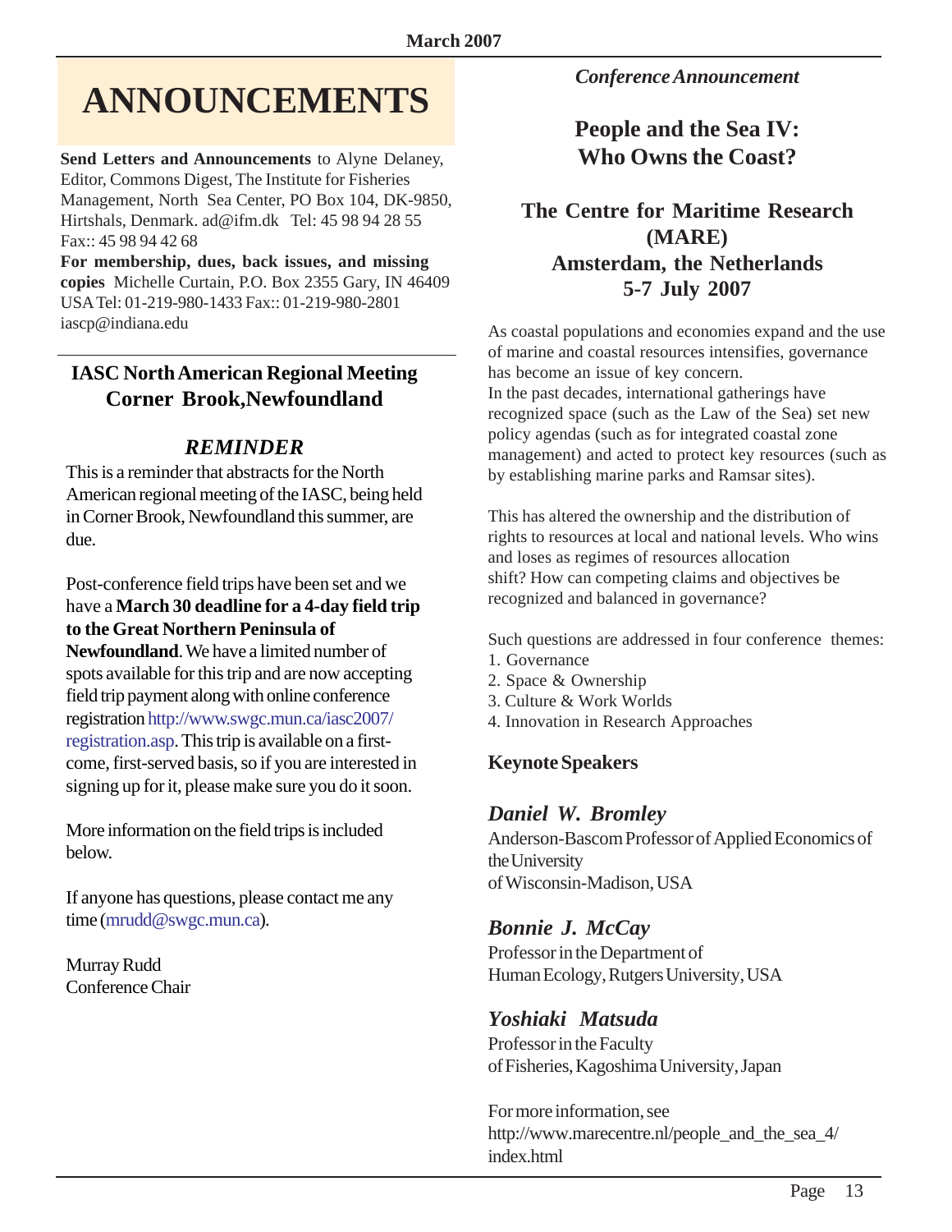# ANNOUNCEMENTS

**Send Letters and Announcements** to Alyne Delaney, Editor, Commons Digest, The Institute for Fisheries Management, North Sea Center, PO Box 104, DK-9850, Hirtshals, Denmark. ad@ifm.dk Tel: 45 98 94 28 55 Fax:: 45 98 94 42 68

**For membership, dues, back issues, and missing copies** Michelle Curtain, P.O. Box 2355 Gary, IN 46409 USA Tel: 01-219-980-1433 Fax:: 01-219-980-2801 iascp@indiana.edu

## IASC North American Regional Meeting Corner Brook, Newfoundland

### *REMINDER*

This is a reminder that abstracts for the North American regional meeting of the IASC, being held in Corner Brook, Newfoundland this summer, are due.

Post-conference field trips have been set and we have a **March 30 deadline for a 4-day field trip to the Great Northern Peninsula of Newfoundland**. We have a limited number of spots available for this trip and are now accepting field trip payment along with online conference registration http://www.swgc.mun.ca/iasc2007/registration.asp. This trip is available on a first-come, first-served basis, so if you are interested in signing up for it, please make sure you do it soon.

More information on the field trips is included below.

If anyone has questions, please contact me any time (mrudd@swgc.mun.ca).

Murray Rudd
Conference Chair

*Conference Announcement*

## People and the Sea IV: Who Owns the Coast?

### The Centre for Maritime Research (MARE) Amsterdam, the Netherlands 5-7 July 2007

As coastal populations and economies expand and the use of marine and coastal resources intensifies, governance has become an issue of key concern.
In the past decades, international gatherings have recognized space (such as the Law of the Sea) set new policy agendas (such as for integrated coastal zone management) and acted to protect key resources (such as by establishing marine parks and Ramsar sites).

This has altered the ownership and the distribution of rights to resources at local and national levels. Who wins and loses as regimes of resources allocation shift? How can competing claims and objectives be recognized and balanced in governance?

Such questions are addressed in four conference themes:
1. Governance
2. Space & Ownership
3. Culture & Work Worlds
4. Innovation in Research Approaches

**Keynote Speakers**

***Daniel W. Bromley***
Anderson-Bascom Professor of Applied Economics of the University of Wisconsin-Madison, USA

***Bonnie J. McCay***
Professor in the Department of Human Ecology, Rutgers University, USA

***Yoshiaki Matsuda***
Professor in the Faculty of Fisheries, Kagoshima University, Japan

For more information, see http://www.marecentre.nl/people_and_the_sea_4/index.html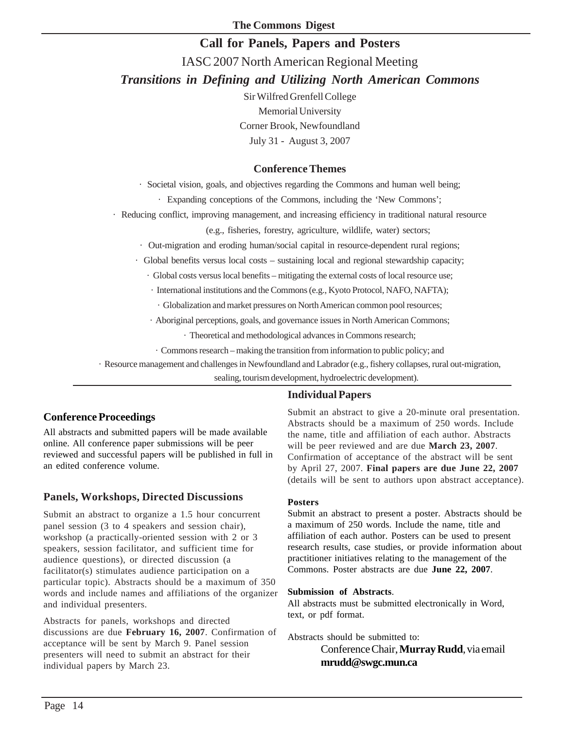# Call for Panels, Papers and Posters

## IASC 2007 North American Regional Meeting

## *Transitions in Defining and Utilizing North American Commons*

Sir Wilfred Grenfell College
Memorial University
Corner Brook, Newfoundland
July 31 - August 3, 2007

### Conference Themes

- Societal vision, goals, and objectives regarding the Commons and human well being;
- Expanding conceptions of the Commons, including the 'New Commons';
- Reducing conflict, improving management, and increasing efficiency in traditional natural resource (e.g., fisheries, forestry, agriculture, wildlife, water) sectors;
- Out-migration and eroding human/social capital in resource-dependent rural regions;
- Global benefits versus local costs – sustaining local and regional stewardship capacity;
- Global costs versus local benefits – mitigating the external costs of local resource use;
- International institutions and the Commons (e.g., Kyoto Protocol, NAFO, NAFTA);
- Globalization and market pressures on North American common pool resources;
- Aboriginal perceptions, goals, and governance issues in North American Commons;
- Theoretical and methodological advances in Commons research;
- Commons research – making the transition from information to public policy; and
- Resource management and challenges in Newfoundland and Labrador (e.g., fishery collapses, rural out-migration, sealing, tourism development, hydroelectric development).

### Conference Proceedings

All abstracts and submitted papers will be made available online. All conference paper submissions will be peer reviewed and successful papers will be published in full in an edited conference volume.

### Panels, Workshops, Directed Discussions

Submit an abstract to organize a 1.5 hour concurrent panel session (3 to 4 speakers and session chair), workshop (a practically-oriented session with 2 or 3 speakers, session facilitator, and sufficient time for audience questions), or directed discussion (a facilitator(s) stimulates audience participation on a particular topic). Abstracts should be a maximum of 350 words and include names and affiliations of the organizer and individual presenters.

Abstracts for panels, workshops and directed discussions are due **February 16, 2007**. Confirmation of acceptance will be sent by March 9. Panel session presenters will need to submit an abstract for their individual papers by March 23.

### Individual Papers

Submit an abstract to give a 20-minute oral presentation. Abstracts should be a maximum of 250 words. Include the name, title and affiliation of each author. Abstracts will be peer reviewed and are due **March 23, 2007**. Confirmation of acceptance of the abstract will be sent by April 27, 2007. **Final papers are due June 22, 2007** (details will be sent to authors upon abstract acceptance).

#### Posters

Submit an abstract to present a poster. Abstracts should be a maximum of 250 words. Include the name, title and affiliation of each author. Posters can be used to present research results, case studies, or provide information about practitioner initiatives relating to the management of the Commons. Poster abstracts are due **June 22, 2007**.

#### Submission of Abstracts.

All abstracts must be submitted electronically in Word, text, or pdf format.

Abstracts should be submitted to:

Conference Chair, **Murray Rudd**, via email **mrudd@swgc.mun.ca**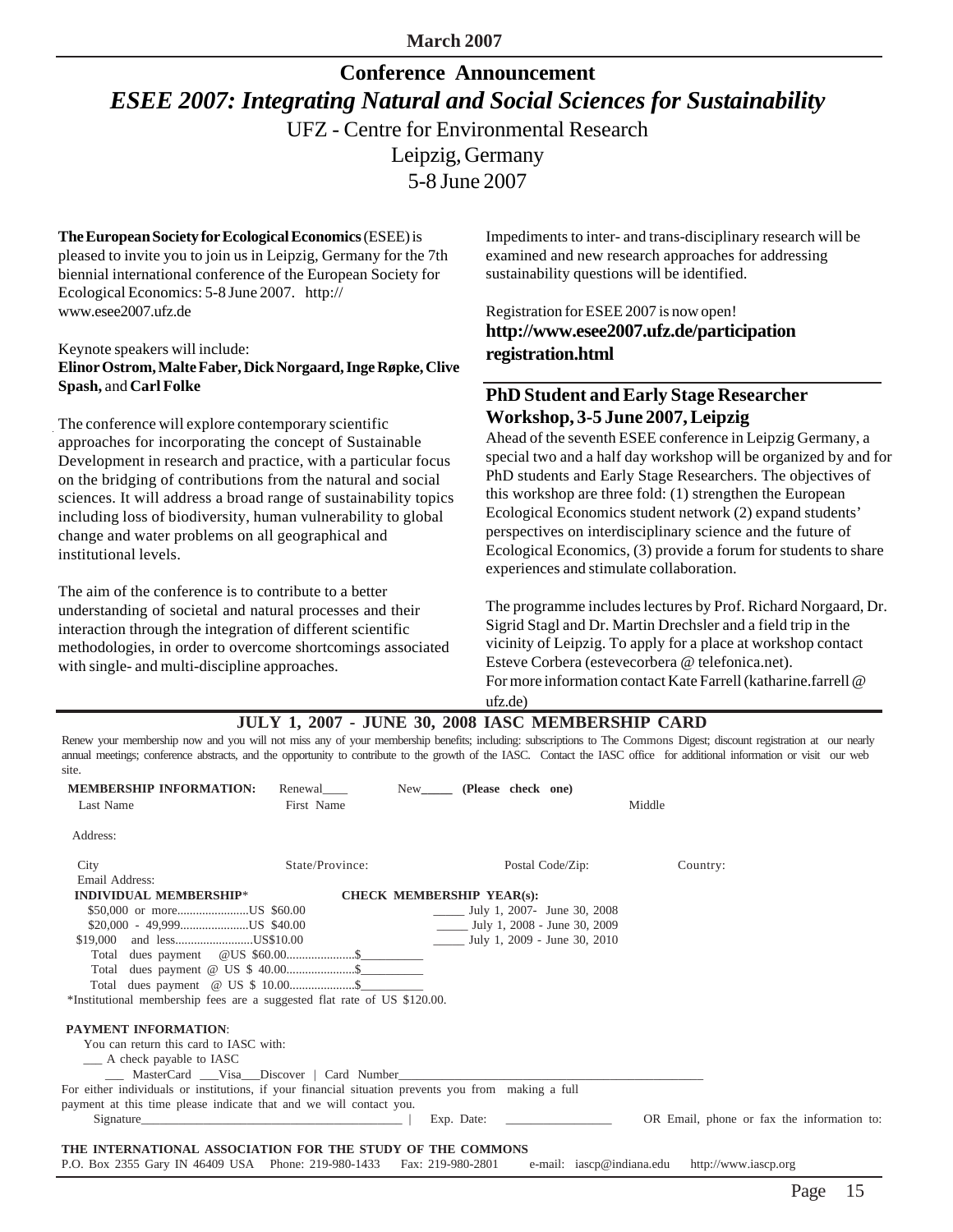## Conference Announcement

# *ESEE 2007: Integrating Natural and Social Sciences for Sustainability*

UFZ - Centre for Environmental Research
Leipzig, Germany
5-8 June 2007

**The European Society for Ecological Economics** (ESEE) is pleased to invite you to join us in Leipzig, Germany for the 7th biennial international conference of the European Society for Ecological Economics: 5-8 June 2007. http://www.esee2007.ufz.de

Keynote speakers will include:
**Elinor Ostrom, Malte Faber, Dick Norgaard, Inge Røpke, Clive Spash,** and **Carl Folke**

The conference will explore contemporary scientific approaches for incorporating the concept of Sustainable Development in research and practice, with a particular focus on the bridging of contributions from the natural and social sciences. It will address a broad range of sustainability topics including loss of biodiversity, human vulnerability to global change and water problems on all geographical and institutional levels.

The aim of the conference is to contribute to a better understanding of societal and natural processes and their interaction through the integration of different scientific methodologies, in order to overcome shortcomings associated with single- and multi-discipline approaches.

Impediments to inter- and trans-disciplinary research will be examined and new research approaches for addressing sustainability questions will be identified.

Registration for ESEE 2007 is now open!
**http://www.esee2007.ufz.de/participation registration.html**

### PhD Student and Early Stage Researcher Workshop, 3-5 June 2007, Leipzig

Ahead of the seventh ESEE conference in Leipzig Germany, a special two and a half day workshop will be organized by and for PhD students and Early Stage Researchers. The objectives of this workshop are three fold: (1) strengthen the European Ecological Economics student network (2) expand students' perspectives on interdisciplinary science and the future of Ecological Economics, (3) provide a forum for students to share experiences and stimulate collaboration.

The programme includes lectures by Prof. Richard Norgaard, Dr. Sigrid Stagl and Dr. Martin Drechsler and a field trip in the vicinity of Leipzig. To apply for a place at workshop contact Esteve Corbera (estevecorbera @ telefonica.net).
For more information contact Kate Farrell (katharine.farrell @ ufz.de)

---

## JULY 1, 2007 - JUNE 30, 2008 IASC MEMBERSHIP CARD

Renew your membership now and you will not miss any of your membership benefits; including: subscriptions to The Commons Digest; discount registration at our nearly annual meetings; conference abstracts, and the opportunity to contribute to the growth of the IASC. Contact the IASC office for additional information or visit our web site.

**MEMBERSHIP INFORMATION:** Renewal____ New_____ **(Please check one)**

Last Name First Name Middle

Address:

City State/Province: Postal Code/Zip: Country:

Email Address:

**INDIVIDUAL MEMBERSHIP*** **CHECK MEMBERSHIP YEAR(s):**

$50,000 or more.......................US $60.00 _____ July 1, 2007- June 30, 2008
$20,000 - 49,999......................US $40.00 _____ July 1, 2008 - June 30, 2009
$19,000 and less.........................US$10.00 _____ July 1, 2009 - June 30, 2010

Total dues payment @US $60.00......................$__________
Total dues payment @ US $ 40.00......................$__________
Total dues payment @ US $ 10.00.....................$__________

*Institutional membership fees are a suggested flat rate of US $120.00.

**PAYMENT INFORMATION**:

You can return this card to IASC with:
___ A check payable to IASC
___ MasterCard ___Visa___Discover | Card Number________________________________________________

For either individuals or institutions, if your financial situation prevents you from making a full payment at this time please indicate that and we will contact you.

Signature__________________________________________ | Exp. Date: ________________ OR Email, phone or fax the information to:

**THE INTERNATIONAL ASSOCIATION FOR THE STUDY OF THE COMMONS**
P.O. Box 2355 Gary IN 46409 USA Phone: 219-980-1433 Fax: 219-980-2801 e-mail: iascp@indiana.edu http://www.iascp.org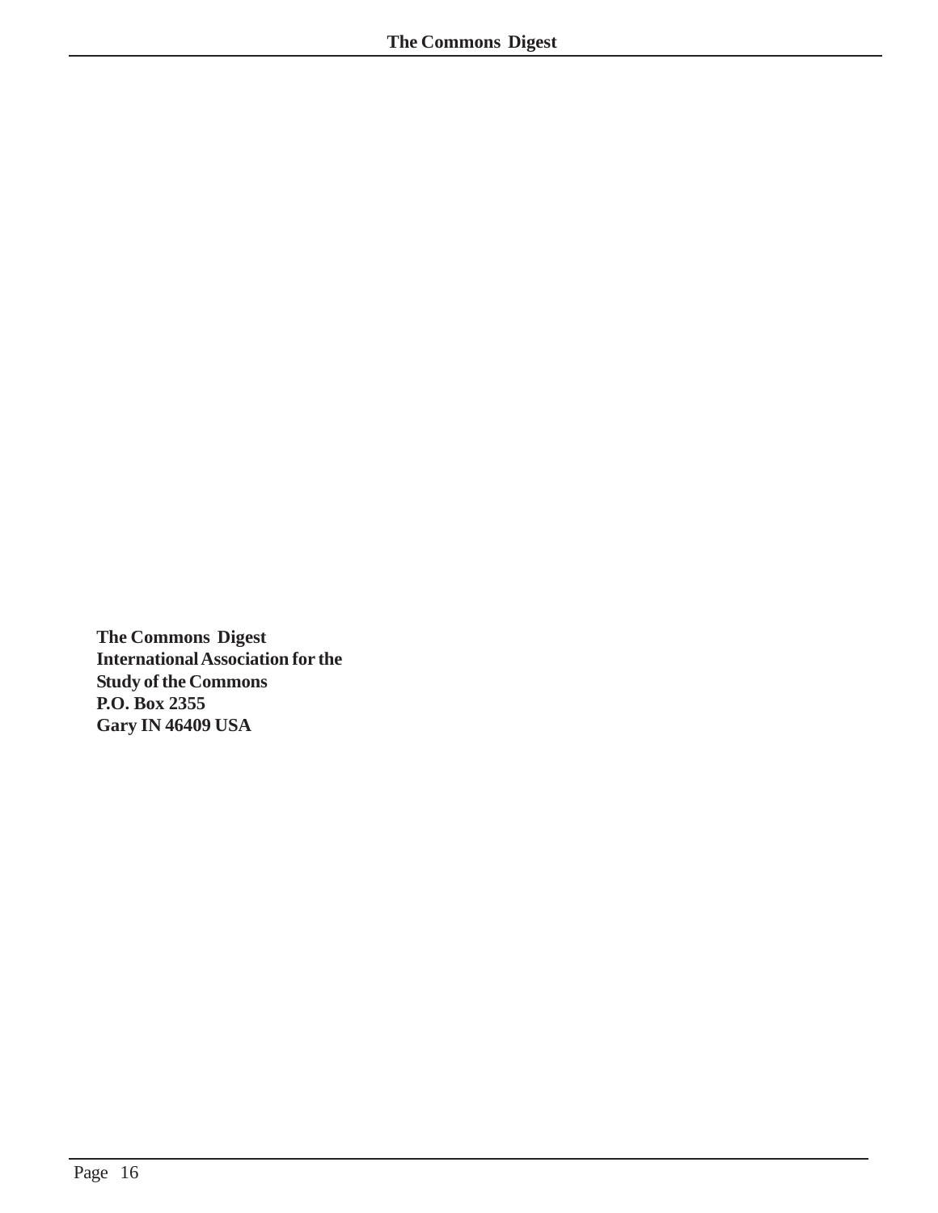**The Commons Digest**
**International Association for the**
**Study of the Commons**
**P.O. Box 2355**
**Gary IN 46409 USA**